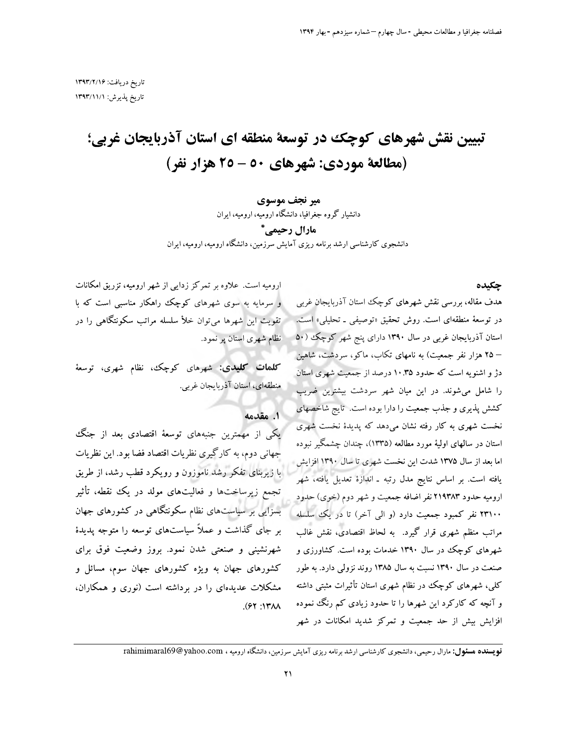تاریخ دریافت: ۱۳۹۳/۲/۱۶
تاریخ پذیرش: ۱۳۹۳/۱۱/۱

# تبیین نقش شهرهای کوچک در توسعهٔ منطقه ای استان آذربایجان غربی؛ (مطالعهٔ موردی: شهرهای ۵۰ – ۲۵ هزار نفر)

**میر نجف موسوی**
دانشیار گروه جغرافیا، دانشگاه ارومیه، ارومیه، ایران

**مارال رحیمی***
دانشجوی کارشناسی ارشد برنامه ریزی آمایش سرزمین، دانشگاه ارومیه، ارومیه، ایران

## چکیده

هدف مقاله، بررسی نقش شهرهای کوچک استان آذربایجان غربی در توسعهٔ منطقه‌ای است. روش تحقیق «توصیفی ـ تحلیلی» است. استان آذربایجان غربی در سال ۱۳۹۰ دارای پنج شهر کوچک (۵۰ – ۲۵ هزار نفر جمعیت) به نامهای تکاب، ماکو، سردشت، شاهین دژ و اشنویه است که حدود ۱۰.۳۵ درصد از جمعیت شهری استان را شامل می‌شوند. در این میان شهر سردشت بیشترین ضریب کشش پذیری و جذب جمعیت را دارا بوده است. تایج شاخصهای نخست شهری به کار رفته نشان می‌دهد که پدیدهٔ نخست شهری استان در سالهای اولیهٔ مورد مطالعه (۱۳۳۵)، چندان چشمگیر نبوده اما بعد از سال ۱۳۷۵ شدت این نخست شهری تا سال ۱۳۹۰ افزایش یافته است. بر اساس نتایج مدل رتبه ـ اندازهٔ تعدیل یافته، شهر ارومیه حدود ۲۱۹۳۸۳ نفر اضافه جمعیت و شهر دوم (خوی) حدود ۲۳۱۰۰ نفر کمبود جمعیت دارد (و الی آخر) تا در یک سلسله مراتب منظم شهری قرار گیرد. به لحاظ اقتصادی، نقش غالب شهرهای کوچک در سال ۱۳۹۰ خدمات بوده است. کشاورزی و صنعت در سال ۱۳۹۰ نسبت به سال ۱۳۸۵ روند نزولی دارد. به طور کلی، شهرهای کوچک در نظام شهری استان تأثیرات مثبتی داشته و آنچه که کارکرد این شهرها را تا حدود زیادی کم رنگ نموده افزایش بیش از حد جمعیت و تمرکز شدید امکانات در شهر ارومیه است. علاوه بر تمرکز زدایی از شهر ارومیه، تزریق امکانات و سرمایه به سوی شهرهای کوچک راهکار مناسبی است که با تقویت این شهرها می‌توان خلأ سلسله مراتب سکونتگاهی را در نظام شهری استان پر نمود.

**کلمات کلیدی:** شهرهای کوچک، نظام شهری، توسعهٔ منطقه‌ای، استان آذربایجان غربی.

## ۱. مقدمه

یکی از مهمترین جنبه‌های توسعهٔ اقتصادی بعد از جنگ جهانی دوم، به کارگیری نظریات اقتصاد فضا بود. این نظریات با زیربنای تفکر رشد ناموزون و رویکرد قطب رشد، از طریق تجمع زیرساخت‌ها و فعالیت‌های مولد در یک نقطه، تأثیر بسزایی بر سیاست‌های نظام سکونتگاهی در کشورهای جهان بر جای گذاشت و عملاً سیاست‌های توسعه را متوجه پدیدهٔ شهرنشینی و صنعتی شدن نمود. بروز وضعیت فوق برای کشورهای جهان به ویژه کشورهای جهان سوم، مسائل و مشکلات عدیده‌ای را در برداشته است (نوری و همکاران، ۱۳۸۸: ۶۲).

---

**نویسنده مسئول:** مارال رحیمی، دانشجوی کارشناسی ارشد برنامه ریزی آمایش سرزمین، دانشگاه ارومیه ، rahimimaral69@yahoo.com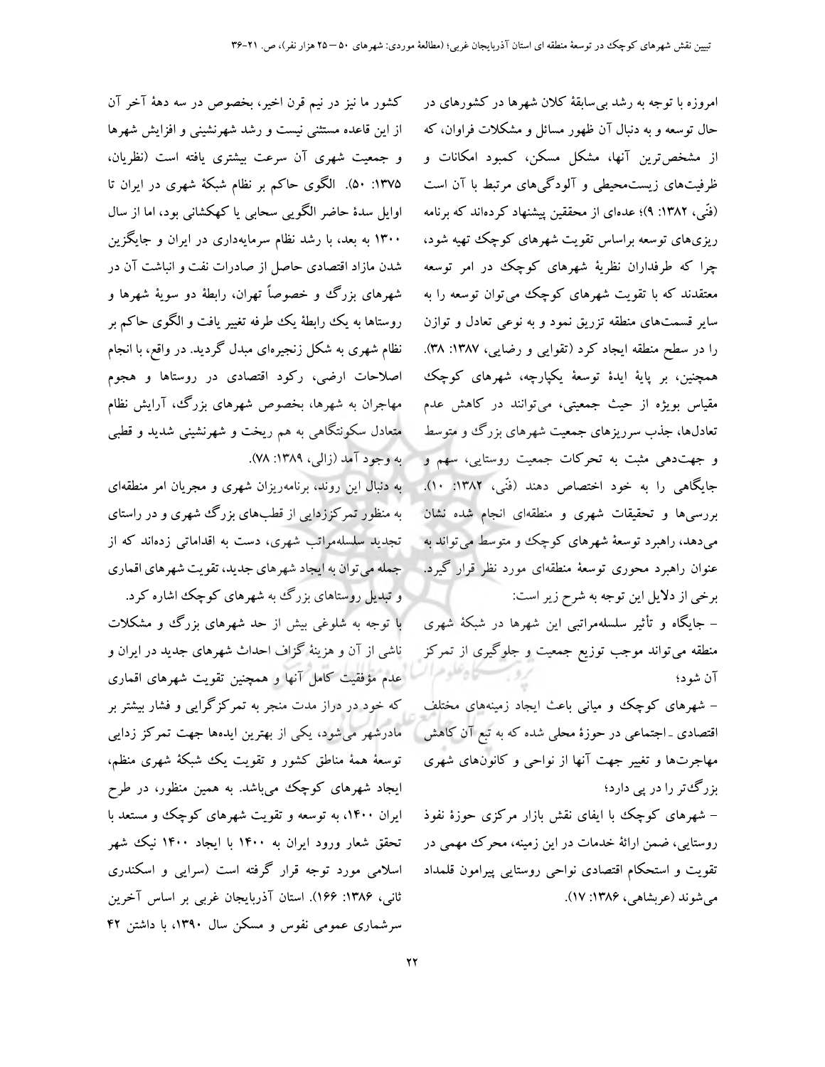امروزه با توجه به رشد بی‌سابقهٔ کلان شهرها در کشورهای در حال توسعه و به دنبال آن ظهور مسائل و مشکلات فراوان، که از مشخص‌ترین آنها، مشکل مسکن، کمبود امکانات و ظرفیت‌های زیست‌محیطی و آلودگی‌های مرتبط با آن است (فنّی، ۱۳۸۲: ۹)؛ عده‌ای از محققین پیشنهاد کرده‌اند که برنامه ریزی‌های توسعه براساس تقویت شهرهای کوچک تهیه شود، چرا که طرفداران نظریهٔ شهرهای کوچک در امر توسعه معتقدند که با تقویت شهرهای کوچک می‌توان توسعه را به سایر قسمت‌های منطقه تزریق نمود و به نوعی تعادل و توازن را در سطح منطقه ایجاد کرد (تقوایی و رضایی، ۱۳۸۷: ۳۸). همچنین، بر پایهٔ ایدهٔ توسعهٔ یکپارچه، شهرهای کوچک مقیاس بویژه از حیث جمعیتی، می‌توانند در کاهش عدم تعادل‌ها، جذب سرریزهای جمعیت شهرهای بزرگ و متوسط و جهت‌دهی مثبت به تحرکات جمعیت روستایی، سهم و جایگاهی را به خود اختصاص دهند (فنّی، ۱۳۸۲: ۱۰). بررسی‌ها و تحقیقات شهری و منطقه‌ای انجام شده نشان می‌دهد، راهبرد توسعهٔ شهرهای کوچک و متوسط می‌تواند به عنوان راهبرد محوری توسعهٔ منطقه‌ای مورد نظر قرار گیرد. برخی از دلایل این توجه به شرح زیر است:

- جایگاه و تأثیر سلسله‌مراتبی این شهرها در شبکهٔ شهری منطقه می‌تواند موجب توزیع جمعیت و جلوگیری از تمرکز آن شود؛
- شهرهای کوچک و میانی باعث ایجاد زمینه‌های مختلف اقتصادی ـ اجتماعی در حوزهٔ محلی شده که به تبع آن کاهش مهاجرت‌ها و تغییر جهت آنها از نواحی و کانون‌های شهری بزرگ‌تر را در پی دارد؛
- شهرهای کوچک با ایفای نقش بازار مرکزی حوزهٔ نفوذ روستایی، ضمن ارائهٔ خدمات در این زمینه، محرک مهمی در تقویت و استحکام اقتصادی نواحی روستایی پیرامون قلمداد می‌شوند (عربشاهی، ۱۳۸۶: ۱۷).

کشور ما نیز در نیم قرن اخیر، بخصوص در سه دههٔ آخر آن از این قاعده مستثنی نیست و رشد شهرنشینی و افزایش شهرها و جمعیت شهری آن سرعت بیشتری یافته است (نظریان، ۱۳۷۵: ۵۰). الگوی حاکم بر نظام شبکهٔ شهری در ایران تا اوایل سدهٔ حاضر الگویی سحابی یا کهکشانی بود، اما از سال ۱۳۰۰ به بعد، با رشد نظام سرمایه‌داری در ایران و جایگزین شدن مازاد اقتصادی حاصل از صادرات نفت و انباشت آن در شهرهای بزرگ و خصوصاً تهران، رابطهٔ دو سویهٔ شهرها و روستاها به یک رابطهٔ یک طرفه تغییر یافت و الگوی حاکم بر نظام شهری به شکل زنجیره‌ای مبدل گردید. در واقع، با انجام اصلاحات ارضی، رکود اقتصادی در روستاها و هجوم مهاجران به شهرها، بخصوص شهرهای بزرگ، آرایش نظام متعادل سکونتگاهی به هم ریخت و شهرنشینی شدید و قطبی به وجود آمد (زالی، ۱۳۸۹: ۷۸).

به دنبال این روند، برنامه‌ریزان شهری و مجریان امر منطقه‌ای به منظور تمرکززدایی از قطب‌های بزرگ شهری و در راستای تجدید سلسله‌مراتب شهری، دست به اقداماتی زده‌اند که از جمله می‌توان به ایجاد شهرهای جدید، تقویت شهرهای اقماری و تبدیل روستاهای بزرگ به شهرهای کوچک اشاره کرد.

با توجه به شلوغی بیش از حد شهرهای بزرگ و مشکلات ناشی از آن و هزینهٔ گزاف احداث شهرهای جدید در ایران و عدم مؤفقیت کامل آنها و همچنین تقویت شهرهای اقماری که خود در دراز مدت منجر به تمرکزگرایی و فشار بیشتر بر مادرشهر می‌شود، یکی از بهترین ایده‌ها جهت تمرکز زدایی توسعهٔ همهٔ مناطق کشور و تقویت یک شبکهٔ شهری منظم، ایجاد شهرهای کوچک می‌باشد. به همین منظور، در طرح ایران ۱۴۰۰، به توسعه و تقویت شهرهای کوچک و مستعد با تحقق شعار ورود ایران به ۱۴۰۰ با ایجاد ۱۴۰۰ نیک شهر اسلامی مورد توجه قرار گرفته است (سرایی و اسکندری ثانی، ۱۳۸۶: ۱۶۶). استان آذربایجان غربی بر اساس آخرین سرشماری عمومی نفوس و مسکن سال ۱۳۹۰، با داشتن ۴۲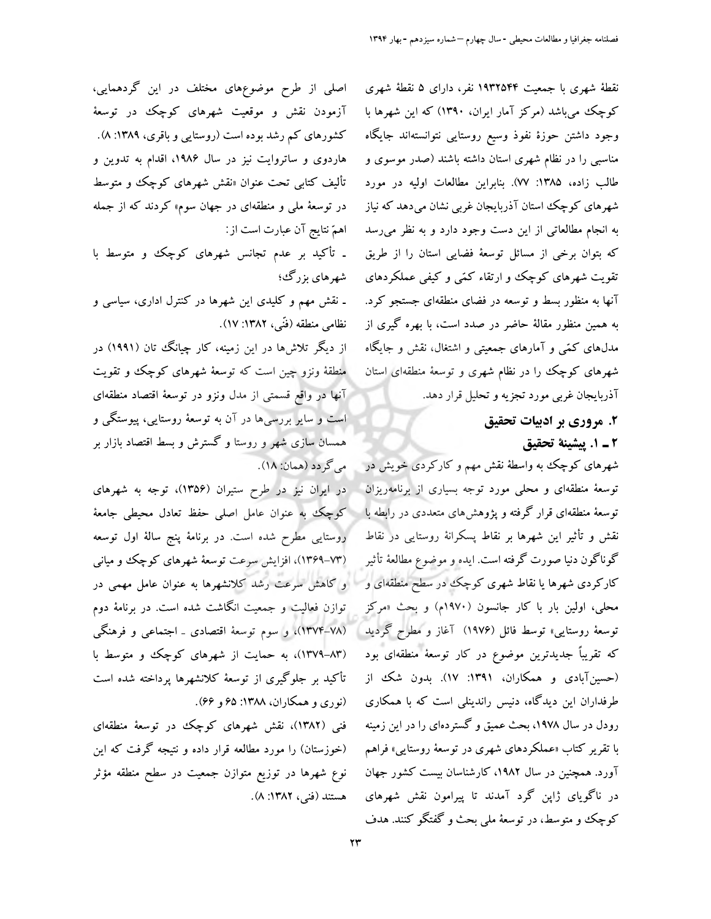نقطهٔ شهری با جمعیت ۱۹۳۲۵۴۴ نفر، دارای ۵ نقطهٔ شهری کوچک می‌باشد (مرکز آمار ایران، ۱۳۹۰) که این شهرها با وجود داشتن حوزهٔ نفوذ وسیع روستایی نتوانسته‌اند جایگاه مناسبی را در نظام شهری استان داشته باشند (صدر موسوی و طالب زاده، ۱۳۸۵: ۷۷). بنابراین مطالعات اولیه در مورد شهرهای کوچک استان آذربایجان غربی نشان می‌دهد که نیاز به انجام مطالعاتی از این دست وجود دارد و به نظر می‌رسد که بتوان برخی از مسائل توسعهٔ فضایی استان را از طریق تقویت شهرهای کوچک و ارتقاء کمّی و کیفی عملکردهای آنها به منظور بسط و توسعه در فضای منطقه‌ای جستجو کرد. به همین منظور مقالهٔ حاضر در صدد است، با بهره گیری از مدل‌های کمّی و آمارهای جمعیتی و اشتغال، نقش و جایگاه شهرهای کوچک را در نظام شهری و توسعهٔ منطقه‌ای استان آذربایجان غربی مورد تجزیه و تحلیل قرار دهد.

## ۲. مروری بر ادبیات تحقیق

### ۲ ـ ۱. پیشینهٔ تحقیق

شهرهای کوچک به واسطهٔ نقش مهم و کارکردی خویش در توسعهٔ منطقه‌ای و محلی مورد توجه بسیاری از برنامه‌ریزان توسعهٔ منطقه‌ای قرار گرفته و پژوهش‌های متعددی در رابطه با نقش و تأثیر این شهرها بر نقاط پسکرانهٔ روستایی در نقاط گوناگون دنیا صورت گرفته است. ایده و موضوع مطالعهٔ تأثیر کارکردی شهرها یا نقاط شهری کوچک در سطح منطقه‌ای و محلی، اولین بار با کار جانسون (۱۹۷۰م) و بحث «مرکز توسعهٔ روستایی» توسط فائل (۱۹۷۶) آغاز و مطرح گردید که تقریباً جدیدترین موضوع در کار توسعهٔ منطقه‌ای بود (حسین‌آبادی و همکاران، ۱۳۹۱: ۱۷). بدون شک از طرفداران این دیدگاه، دنیس راندینلی است که با همکاری رودل در سال ۱۹۷۸، بحث عمیق و گسترده‌ای را در این زمینه با تقریر کتاب «عملکردهای شهری در توسعهٔ روستایی» فراهم آورد. همچنین در سال ۱۹۸۲، کارشناسان بیست کشور جهان در ناگویای ژاپن گرد آمدند تا پیرامون نقش شهرهای کوچک و متوسط، در توسعهٔ ملی بحث و گفتگو کنند. هدف اصلی از طرح موضوع‌های مختلف در این گردهمایی، آزمودن نقش و موقعیت شهرهای کوچک در توسعهٔ کشورهای کم رشد بوده است (روستایی و باقری، ۱۳۸۹: ۸).

هاردوی و ساتروایت نیز در سال ۱۹۸۶، اقدام به تدوین و تألیف کتابی تحت عنوان «نقش شهرهای کوچک و متوسط در توسعهٔ ملی و منطقه‌ای در جهان سوم» کردند که از جمله اهمّ نتایج آن عبارت است از:

- تأکید بر عدم تجانس شهرهای کوچک و متوسط با شهرهای بزرگ؛
- نقش مهم و کلیدی این شهرها در کنترل اداری، سیاسی و نظامی منطقه (فنّی، ۱۳۸۲: ۱۷).

از دیگر تلاش‌ها در این زمینه، کار چیانگ تان (۱۹۹۱) در منطقهٔ ونزو چین است که توسعهٔ شهرهای کوچک و تقویت آنها در واقع قسمتی از مدل ونزو در توسعهٔ اقتصاد منطقه‌ای است و سایر بررسی‌ها در آن به توسعهٔ روستایی، پیوستگی و همسان سازی شهر و روستا و گسترش و بسط اقتصاد بازار بر می‌گردد (همان: ۱۸).

در ایران نیز در طرح ستیران (۱۳۵۶)، توجه به شهرهای کوچک به عنوان عامل اصلی حفظ تعادل محیطی جامعهٔ روستایی مطرح شده است. در برنامهٔ پنج سالهٔ اول توسعه (۷۳-۱۳۶۹)، افزایش سرعت توسعهٔ شهرهای کوچک و میانی و کاهش سرعت رشد کلانشهرها به عنوان عامل مهمی در توازن فعالیت و جمعیت انگاشت شده است. در برنامهٔ دوم (۷۸-۱۳۷۴)، و سوم توسعهٔ اقتصادی ـ اجتماعی و فرهنگی (۸۳-۱۳۷۹)، به حمایت از شهرهای کوچک و متوسط با تأکید بر جلوگیری از توسعهٔ کلانشهرها پرداخته شده است (نوری و همکاران، ۱۳۸۸: ۶۵ و ۶۶).

فنی (۱۳۸۲)، نقش شهرهای کوچک در توسعهٔ منطقه‌ای (خوزستان) را مورد مطالعه قرار داده و نتیجه گرفت که این نوع شهرها در توزیع متوازن جمعیت در سطح منطقه مؤثر هستند (فنی، ۱۳۸۲: ۸).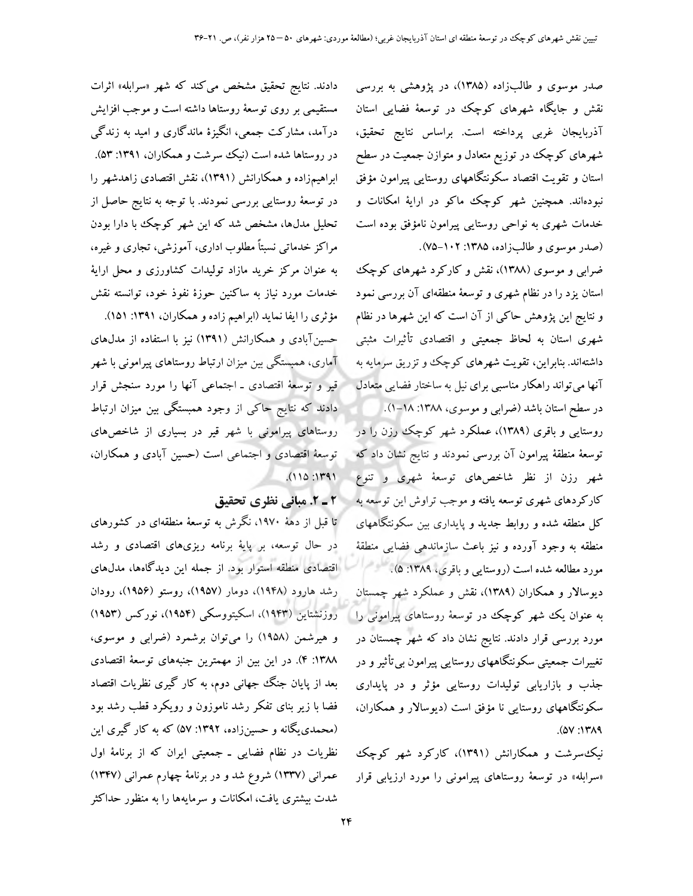صدر موسوی و طالب‌زاده (۱۳۸۵)، در پژوهشی به بررسی نقش و جایگاه شهرهای کوچک در توسعهٔ فضایی استان آذربایجان غربی پرداخته است. براساس نتایج تحقیق، شهرهای کوچک در توزیع متعادل و متوازن جمعیت در سطح استان و تقویت اقتصاد سکونتگاههای روستایی پیرامون مؤفق نبوده‌اند. همچنین شهر کوچک ماکو در ارایهٔ امکانات و خدمات شهری به نواحی روستایی پیرامون ناموفق بوده است (صدر موسوی و طالب‌زاده، ۱۳۸۵: ۱۰۲-۷۵).

ضرابی و موسوی (۱۳۸۸)، نقش و کارکرد شهرهای کوچک استان یزد را در نظام شهری و توسعهٔ منطقه‌ای آن بررسی نمود و نتایج این پژوهش حاکی از آن است که این شهرها در نظام شهری استان به لحاظ جمعیتی و اقتصادی تأثیرات مثبتی داشته‌اند. بنابراین، تقویت شهرهای کوچک و تزریق سرمایه به آنها می‌تواند راهکار مناسبی برای نیل به ساختار فضایی متعادل در سطح استان باشد (ضرابی و موسوی، ۱۳۸۸: ۱۸-۱).

روستایی و باقری (۱۳۸۹)، عملکرد شهر کوچک رزن را در توسعهٔ منطقهٔ پیرامون آن بررسی نمودند و نتایج نشان داد که شهر رزن از نظر شاخص‌های توسعهٔ شهری و تنوع کارکردهای شهری توسعه یافته و موجب تراوش این توسعه به کل منطقه شده و روابط جدید و پایداری بین سکونتگاههای منطقه به وجود آورده و نیز باعث سازماندهی فضایی منطقهٔ مورد مطالعه شده است (روستایی و باقری، ۱۳۸۹: ۵).

دیوسالار و همکاران (۱۳۸۹)، نقش و عملکرد شهر چمستان به عنوان یک شهر کوچک در توسعهٔ روستاهای پیرامونی را مورد بررسی قرار دادند. نتایج نشان داد که شهر چمستان در تغییرات جمعیتی سکونتگاههای روستایی پیرامون بی‌تأثیر و در جذب و بازاریابی تولیدات روستایی مؤثر و در پایداری سکونتگاههای روستایی نا مؤفق است (دیوسالار و همکاران، ۱۳۸۹: ۵۷).

نیک‌سرشت و همکارانش (۱۳۹۱)، کارکرد شهر کوچک «سرابله» در توسعهٔ روستاهای پیرامونی را مورد ارزیابی قرار دادند. نتایج تحقیق مشخص می‌کند که شهر «سرابله» اثرات مستقیمی بر روی توسعهٔ روستاها داشته است و موجب افزایش درآمد، مشارکت جمعی، انگیزهٔ ماندگاری و امید به زندگی در روستاها شده است (نیک سرشت و همکاران، ۱۳۹۱: ۵۳).

ابراهیم‌زاده و همکارانش (۱۳۹۱)، نقش اقتصادی زاهدشهر را در توسعهٔ روستایی بررسی نمودند. با توجه به نتایج حاصل از تحلیل مدل‌ها، مشخص شد که این شهر کوچک با دارا بودن مراکز خدماتی نسبتاً مطلوب اداری، آموزشی، تجاری و غیره، به عنوان مرکز خرید مازاد تولیدات کشاورزی و محل ارایهٔ خدمات مورد نیاز به ساکنین حوزهٔ نفوذ خود، توانسته نقش مؤثری را ایفا نماید (ابراهیم زاده و همکاران، ۱۳۹۱: ۱۵۱).

حسین‌آبادی و همکارانش (۱۳۹۱) نیز با استفاده از مدل‌های آماری، همبستگی بین میزان ارتباط روستاهای پیرامونی با شهر قیر و توسعهٔ اقتصادی ـ اجتماعی آنها را مورد سنجش قرار دادند که نتایج حاکی از وجود همبستگی بین میزان ارتباط روستاهای پیرامونی با شهر قیر در بسیاری از شاخص‌های توسعهٔ اقتصادی و اجتماعی است (حسین آبادی و همکاران، ۱۳۹۱: ۱۱۵).

## ۲ ـ ۲. مبانی نظری تحقیق

تا قبل از دهۀ ۱۹۷۰، نگرش به توسعهٔ منطقه‌ای در کشورهای در حال توسعه، بر پایهٔ برنامه ریزی‌های اقتصادی و رشد اقتصادی منطقه استوار بود. از جمله این دیدگاه‌ها، مدل‌های رشد هارود (۱۹۴۸)، دومار (۱۹۵۷)، روستو (۱۹۵۶)، رودان روزنشتاین (۱۹۴۳)، اسکیتوسکی (۱۹۵۴)، نورکس (۱۹۵۳) و هیرشمن (۱۹۵۸) را می‌توان برشمرد (ضرابی و موسوی، ۱۳۸۸: ۴). در این بین از مهمترین جنبه‌های توسعهٔ اقتصادی بعد از پایان جنگ جهانی دوم، به کار گیری نظریات اقتصاد فضا با زیر بنای تفکر رشد ناموزون و رویکرد قطب رشد بود (محمدی‌یگانه و حسین‌زاده، ۱۳۹۲: ۵۷) که به کار گیری این نظریات در نظام فضایی ـ جمعیتی ایران که از برنامهٔ اول عمرانی (۱۳۳۷) شروع شد و در برنامهٔ چهارم عمرانی (۱۳۴۷) شدت بیشتری یافت، امکانات و سرمایه‌ها را به منظور حداکثر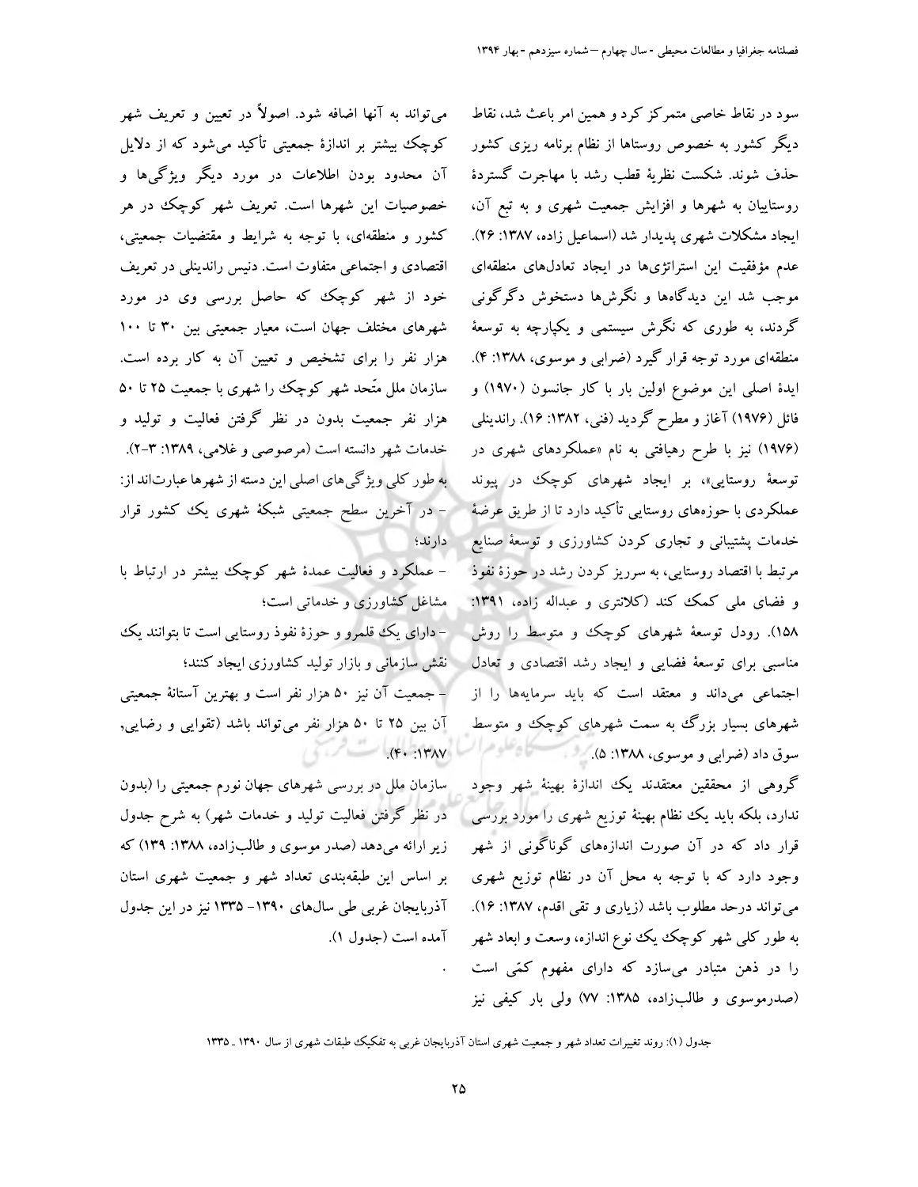سود در نقاط خاصی متمرکز کرد و همین امر باعث شد، نقاط دیگر کشور به خصوص روستاها از نظام برنامه ریزی کشور حذف شوند. شکست نظریهٔ قطب رشد با مهاجرت گستردهٔ روستاییان به شهرها و افزایش جمعیت شهری و به تبع آن، ایجاد مشکلات شهری پدیدار شد (اسماعیل زاده، ۱۳۸۷: ۲۶). عدم مؤفقیت این استراتژی‌ها در ایجاد تعادل‌های منطقه‌ای موجب شد این دیدگاه‌ها و نگرش‌ها دستخوش دگرگونی گردند، به طوری که نگرش سیستمی و یکپارچه به توسعهٔ منطقه‌ای مورد توجه قرار گیرد (ضرابی و موسوی، ۱۳۸۸: ۴). ایدهٔ اصلی این موضوع اولین بار با کار جانسون (۱۹۷۰) و فائل (۱۹۷۶) آغاز و مطرح گردید (فنی، ۱۳۸۲: ۱۶). راندینلی (۱۹۷۶) نیز با طرح رهیافتی به نام «عملکردهای شهری در توسعهٔ روستایی»، بر ایجاد شهرهای کوچک در پیوند عملکردی با حوزه‌های روستایی تأکید دارد تا از طریق عرضهٔ خدمات پشتیبانی و تجاری کردن کشاورزی و توسعهٔ صنایع مرتبط با اقتصاد روستایی، به سرریز کردن رشد در حوزهٔ نفوذ و فضای ملی کمک کند (کلانتری و عبداله زاده، ۱۳۹۱: ۱۵۸). رودل توسعهٔ شهرهای کوچک و متوسط را روش مناسبی برای توسعهٔ فضایی و ایجاد رشد اقتصادی و تعادل اجتماعی می‌داند و معتقد است که باید سرمایه‌ها را از شهرهای بسیار بزرگ به سمت شهرهای کوچک و متوسط سوق داد (ضرابی و موسوی، ۱۳۸۸: ۵).

گروهی از محققین معتقدند یک اندازهٔ بهینهٔ شهر وجود ندارد، بلکه باید یک نظام بهینهٔ توزیع شهری را مورد بررسی قرار داد که در آن صورت اندازه‌های گوناگونی از شهر وجود دارد که با توجه به محل آن در نظام توزیع شهری می‌تواند درحد مطلوب باشد (زیاری و تقی اقدم، ۱۳۸۷: ۱۶). به طور کلی شهر کوچک یک نوع اندازه، وسعت و ابعاد شهر را در ذهن متبادر می‌سازد که دارای مفهوم کمّی است (صدرموسوی و طالب‌زاده، ۱۳۸۵: ۷۷) ولی بار کیفی نیز می‌تواند به آنها اضافه شود. اصولاً در تعیین و تعریف شهر کوچک بیشتر بر اندازهٔ جمعیتی تأکید می‌شود که از دلایل آن محدود بودن اطلاعات در مورد دیگر ویژگی‌ها و خصوصیات این شهرها است. تعریف شهر کوچک در هر کشور و منطقه‌ای، با توجه به شرایط و مقتضیات جمعیتی، اقتصادی و اجتماعی متفاوت است. دنیس راندینلی در تعریف خود از شهر کوچک که حاصل بررسی وی در مورد شهرهای مختلف جهان است، معیار جمعیتی بین ۳۰ تا ۱۰۰ هزار نفر را برای تشخیص و تعیین آن به کار برده است. سازمان ملل متّحد شهر کوچک را شهری با جمعیت ۲۵ تا ۵۰ هزار نفر جمعیت بدون در نظر گرفتن فعالیت و تولید و خدمات شهر دانسته است (مرصوصی و غلامی، ۱۳۸۹: ۳-۲).

به طور کلی ویژگی‌های اصلی این دسته از شهرها عبارت‌اند از:

- در آخرین سطح جمعیتی شبکهٔ شهری یک کشور قرار دارند؛
- عملکرد و فعالیت عمدهٔ شهر کوچک بیشتر در ارتباط با مشاغل کشاورزی و خدماتی است؛
- دارای یک قلمرو و حوزهٔ نفوذ روستایی است تا بتوانند یک نقش سازمانی و بازار تولید کشاورزی ایجاد کنند؛
- جمعیت آن نیز ۵۰ هزار نفر است و بهترین آستانهٔ جمعیتی آن بین ۲۵ تا ۵۰ هزار نفر می‌تواند باشد (تقوایی و رضایی، ۱۳۸۷: ۴۰).

سازمان ملل در بررسی شهرهای جهان نورم جمعیتی را (بدون در نظر گرفتن فعالیت تولید و خدمات شهر) به شرح جدول زیر ارائه می‌دهد (صدر موسوی و طالب‌زاده، ۱۳۸۸: ۱۳۹) که بر اساس این طبقه‌بندی تعداد شهر و جمعیت شهری استان آذربایجان غربی طی سال‌های ۱۳۹۰- ۱۳۳۵ نیز در این جدول آمده است (جدول ۱).

جدول (۱): روند تغییرات تعداد شهر و جمعیت شهری استان آذربایجان غربی به تفکیک طبقات شهری از سال ۱۳۹۰ ـ ۱۳۳۵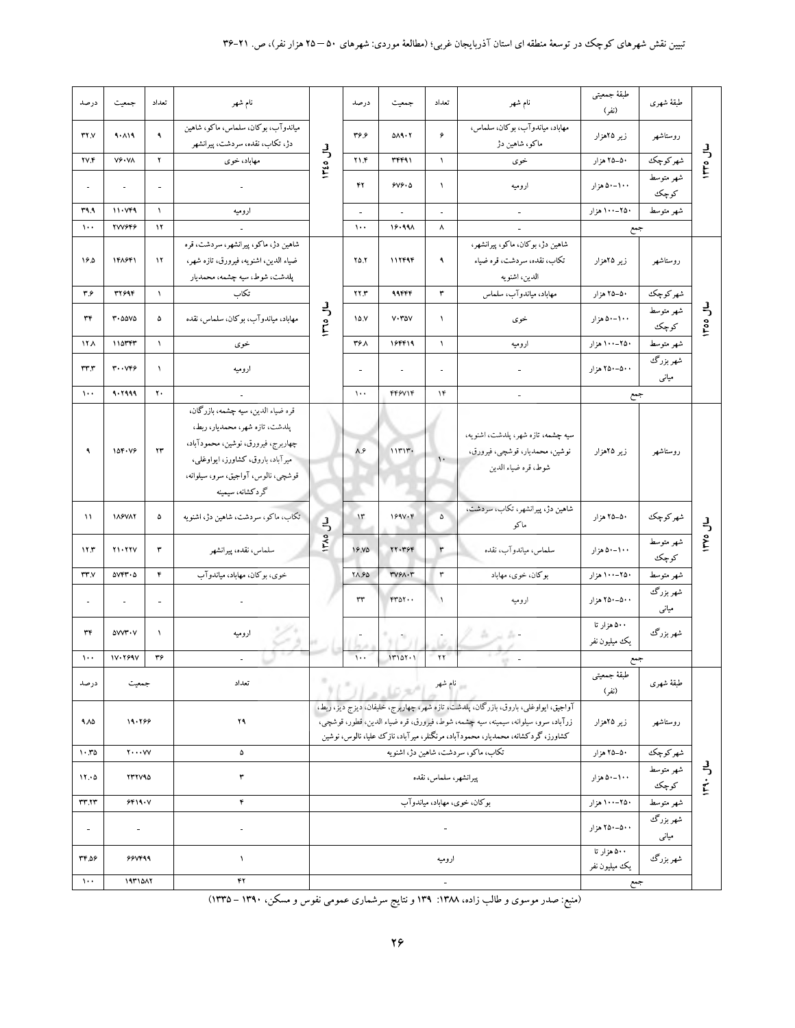| طبقهٔ شهری | طبقهٔ جمعیتی (نفر) | نام شهر (سال ۱۳۳۵) | تعداد | جمعیت | درصد | نام شهر (سال ۱۳۴۵) | تعداد | جمعیت | درصد |
|---|---|---|---|---|---|---|---|---|---|
| روستاشهر | زیر ۲۵هزار | مهاباد، میاندوآب، بوکان، سلماس، ماکو، شاهین دژ | ۶ | ۵۸۹۰۲ | ۳۶.۶ | میاندوآب، بوکان، سلماس، ماکو، شاهین دژ، تکاب، نقده، سردشت، پیرانشهر | ۹ | ۹۰۸۱۹ | ۳۲.۷ |
| شهر کوچک | ۵۰-۲۵ هزار | خوی | ۱ | ۳۴۴۹۱ | ۲۱.۴ | مهاباد، خوی | ۲ | ۷۶۰۷۸ | ۲۷.۴ |
| شهر متوسط کوچک | ۱۰۰-۵۰ هزار | ارومیه | ۱ | ۶۷۶۰۵ | ۴۲ | - | - | - | - |
| شهر متوسط | ۲۵۰-۱۰۰ هزار | - | - | - | - | ارومیه | ۱ | ۱۱۰۷۴۹ | ۳۹.۹ |
| جمع | | - | ۸ | ۱۶۰۹۹۸ | ۱۰۰ | - | ۱۲ | ۲۷۷۶۴۶ | ۱۰۰ |

| طبقهٔ شهری | طبقهٔ جمعیتی (نفر) | نام شهر (سال ۱۳۵۵) | تعداد | جمعیت | درصد | نام شهر (سال ۱۳۶۵) | تعداد | جمعیت | درصد |
|---|---|---|---|---|---|---|---|---|---|
| روستاشهر | زیر ۲۵هزار | شاهین دژ، بوکان، ماکو، پیرانشهر، تکاب، نقده، سردشت، قره ضیاء الدین، اشنویه | ۹ | ۱۱۲۴۹۴ | ۲۵.۲ | شاهین دژ، ماکو، پیرانشهر، سردشت، قره ضیاء الدین، اشنویه، فیرورق، تازه شهر، پلدشت، شوط، سیه چشمه، محمدیار | ۱۲ | ۱۴۸۶۴۱ | ۱۶.۵ |
| شهر کوچک | ۵۰-۲۵ هزار | مهاباد، میاندوآب، سلماس | ۳ | ۹۹۴۴۴ | ۲۲.۳ | تکاب | ۱ | ۳۲۶۹۴ | ۳.۶ |
| شهر متوسط کوچک | ۱۰۰-۵۰ هزار | خوی | ۱ | ۷۰۳۵۷ | ۱۵.۷ | مهاباد، میاندوآب، بوکان، سلماس، نقده | ۵ | ۳۰۵۵۷۵ | ۳۴ |
| شهر متوسط | ۲۵۰-۱۰۰ هزار | ارومیه | ۱ | ۱۶۴۴۱۹ | ۳۶.۸ | خوی | ۱ | ۱۱۵۳۴۳ | ۱۲.۸ |
| شهر بزرگ میانی | ۵۰۰-۲۵۰ هزار | - | - | - | - | ارومیه | ۱ | ۳۰۰۷۴۶ | ۳۳.۳ |
| جمع | | - | ۱۴ | ۴۴۶۷۱۴ | ۱۰۰ | - | ۲۰ | ۹۰۲۹۹۹ | ۱۰۰ |

| طبقهٔ شهری | طبقهٔ جمعیتی (نفر) | نام شهر (سال ۱۳۷۵) | تعداد | جمعیت | درصد | نام شهر (سال ۱۳۸۵) | تعداد | جمعیت | درصد |
|---|---|---|---|---|---|---|---|---|---|
| روستاشهر | زیر ۲۵هزار | سیه چشمه، تازه شهر، پلدشت، اشنویه، نوشین، محمدیار، قوشچی، فیرورق، شوط، قره ضیاء الدین | ۱۰ | ۱۱۳۱۳۰ | ۸.۶ | قره ضیاء الدین، سیه چشمه، بازرگان، پلدشت، تازه شهر، محمدیار، ربط، چهاربرج، فیرورق، نوشین، محمودآباد، میرآباد، باروق، کشاورز، ایواوغلی، قوشچی، نالوس، آواجیق، سرو، سیلوانه، گردکشانه، سیمینه | ۲۳ | ۱۵۴۰۷۶ | ۹ |
| شهر کوچک | ۵۰-۲۵ هزار | شاهین دژ، پیرانشهر، تکاب، سردشت، ماکو | ۵ | ۱۶۹۷۰۴ | ۱۳ | تکاب، ماکو، سردشت، شاهین دژ، اشنویه | ۵ | ۱۸۶۷۸۲ | ۱۱ |
| شهر متوسط کوچک | ۱۰۰-۵۰ هزار | سلماس، میاندوآب، نقده | ۳ | ۲۲۰۳۶۴ | ۱۶.۷۵ | سلماس، نقده، پیرانشهر | ۳ | ۲۱۰۲۲۷ | ۱۲.۳ |
| شهر متوسط | ۲۵۰-۱۰۰ هزار | بوکان، خوی، مهاباد | ۳ | ۳۷۶۸۰۳ | ۲۸.۶۵ | خوی، بوکان، مهاباد، میاندوآب | ۴ | ۵۷۴۳۰۵ | ۳۳.۷ |
| شهر بزرگ میانی | ۵۰۰-۲۵۰ هزار | ارومیه | ۱ | ۴۳۵۲۰۰ | ۳۳ | - | - | - | - |
| شهر بزرگ | ۵۰۰ هزار تا یک میلیون نفر | - | - | - | - | ارومیه | ۱ | ۵۷۷۳۰۷ | ۳۴ |
| جمع | | - | ۲۲ | ۱۳۱۵۲۰۱ | ۱۰۰ | - | ۳۶ | ۱۷۰۲۶۹۷ | ۱۰۰ |

| طبقهٔ شهری | طبقهٔ جمعیتی (نفر) | نام شهر (سال ۱۳۹۰) | تعداد | جمعیت | درصد |
|---|---|---|---|---|---|
| روستاشهر | زیر ۲۵هزار | آواجیق، ایواوغلی، باروق، بازرگان، پلدشت، تازه شهر، چهاربرج، خلیفان، دیزج دیز، ربط، زرآباد، سرو، سیلوانه، سیمینه، سیه چشمه، شوط، فیرورق، قره ضیاء الدین، قطور، قوشچی، کشاورز، گردکشانه، محمدیار، محمودآباد، مرگنلر، میرآباد، نازک علیا، نالوس، نوشین | ۲۹ | ۱۹۰۲۶۶ | ۹.۸۵ |
| شهر کوچک | ۵۰-۲۵ هزار | تکاب، ماکو، سردشت، شاهین دژ، اشنویه | ۵ | ۲۰۰۰۷۷ | ۱۰.۳۵ |
| شهر متوسط کوچک | ۱۰۰-۵۰ هزار | پیرانشهر، سلماس، نقده | ۳ | ۲۳۲۷۹۵ | ۱۲.۰۵ |
| شهر متوسط | ۲۵۰-۱۰۰ هزار | بوکان، خوی، مهاباد، میاندوآب | ۴ | ۶۴۱۹۰۷ | ۳۳.۲۳ |
| شهر بزرگ میانی | ۵۰۰-۲۵۰ هزار | - | - | - | - |
| شهر بزرگ | ۵۰۰ هزار تا یک میلیون نفر | ارومیه | ۱ | ۶۶۷۴۹۹ | ۳۴.۵۶ |
| جمع | | - | ۴۲ | ۱۹۳۱۵۸۲ | ۱۰۰ |

(منبع: صدر موسوی و طالب زاده، ۱۳۸۸: ۱۳۹ و نتایج سرشماری عمومی نفوس و مسکن، ۱۳۹۰ – ۱۳۳۵)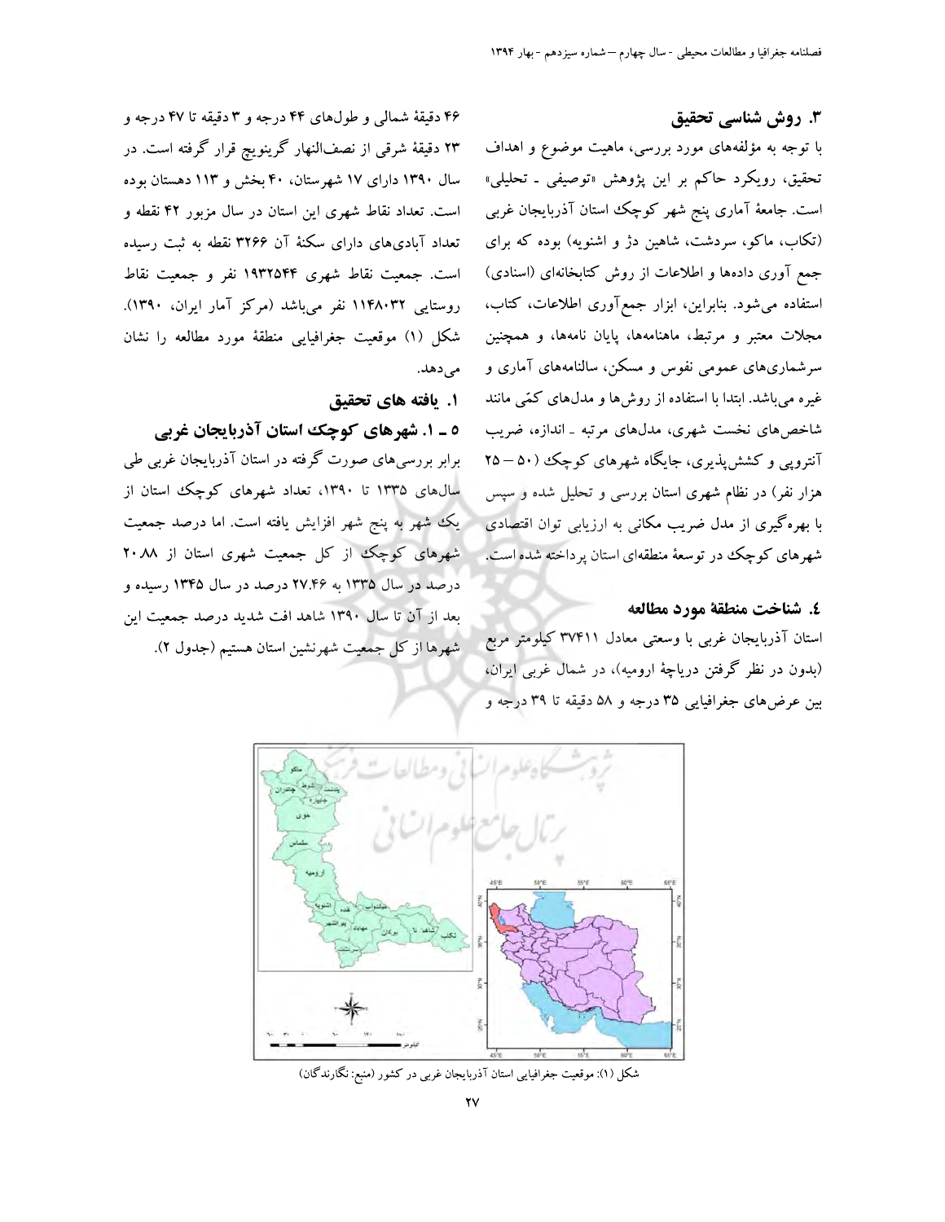## ۳. روش شناسی تحقیق

با توجه به مؤلفه‌های مورد بررسی، ماهیت موضوع و اهداف تحقیق، رویکرد حاکم بر این پژوهش «توصیفی ـ تحلیلی» است. جامعهٔ آماری پنج شهر کوچک استان آذربایجان غربی (تکاب، ماکو، سردشت، شاهین دژ و اشنویه) بوده که برای جمع آوری داده‌ها و اطلاعات از روش کتابخانه‌ای (اسنادی) استفاده می‌شود. بنابراین، ابزار جمع‌آوری اطلاعات، کتاب، مجلات معتبر و مرتبط، ماهنامه‌ها، پایان نامه‌ها، و همچنین سرشماری‌های عمومی نفوس و مسکن، سالنامه‌های آماری و غیره می‌باشد. ابتدا با استفاده از روش‌ها و مدل‌های کمّی مانند شاخص‌های نخست شهری، مدل‌های مرتبه ـ اندازه، ضریب آنتروپی و کشش‌پذیری، جایگاه شهرهای کوچک (۵۰ – ۲۵ هزار نفر) در نظام شهری استان بررسی و تحلیل شده و سپس با بهره‌گیری از مدل ضریب مکانی به ارزیابی توان اقتصادی شهرهای کوچک در توسعهٔ منطقه‌ای استان پرداخته شده است.

## ٤. شناخت منطقهٔ مورد مطالعه

استان آذربایجان غربی با وسعتی معادل ۳۷۴۱۱ کیلومتر مربع (بدون در نظر گرفتن دریاچهٔ ارومیه)، در شمال غربی ایران، بین عرض‌های جغرافیایی ۳۵ درجه و ۵۸ دقیقه تا ۳۹ درجه و ۴۶ دقیقهٔ شمالی و طول‌های ۴۴ درجه و ۳ دقیقه تا ۴۷ درجه و ۲۳ دقیقهٔ شرقی از نصف‌النهار گرینویچ قرار گرفته است. در سال ۱۳۹۰ دارای ۱۷ شهرستان، ۴۰ بخش و ۱۱۳ دهستان بوده است. تعداد نقاط شهری این استان در سال مزبور ۴۲ نقطه و تعداد آبادی‌های دارای سکنهٔ آن ۳۲۶۶ نقطه به ثبت رسیده است. جمعیت نقاط شهری ۱۹۳۲۵۴۴ نفر و جمعیت نقاط روستایی ۱۱۴۸۰۳۲ نفر می‌باشد (مرکز آمار ایران، ۱۳۹۰). شکل (۱) موقعیت جغرافیایی منطقهٔ مورد مطالعه را نشان می‌دهد.

## ۱. یافته های تحقیق

### ۵ ـ ۱. شهرهای کوچک استان آذربایجان غربی

برابر بررسی‌های صورت گرفته در استان آذربایجان غربی طی سال‌های ۱۳۳۵ تا ۱۳۹۰، تعداد شهرهای کوچک استان از یک شهر به پنج شهر افزایش یافته است. اما درصد جمعیت شهرهای کوچک از کل جمعیت شهری استان از ۲۰.۸۸ درصد در سال ۱۳۳۵ به ۲۷.۴۶ درصد در سال ۱۳۴۵ رسیده و بعد از آن تا سال ۱۳۹۰ شاهد افت شدید درصد جمعیت این شهرها از کل جمعیت شهرنشین استان هستیم (جدول ۲).

شکل (۱): موقعیت جغرافیایی استان آذربایجان غربی در کشور (منبع: نگارندگان)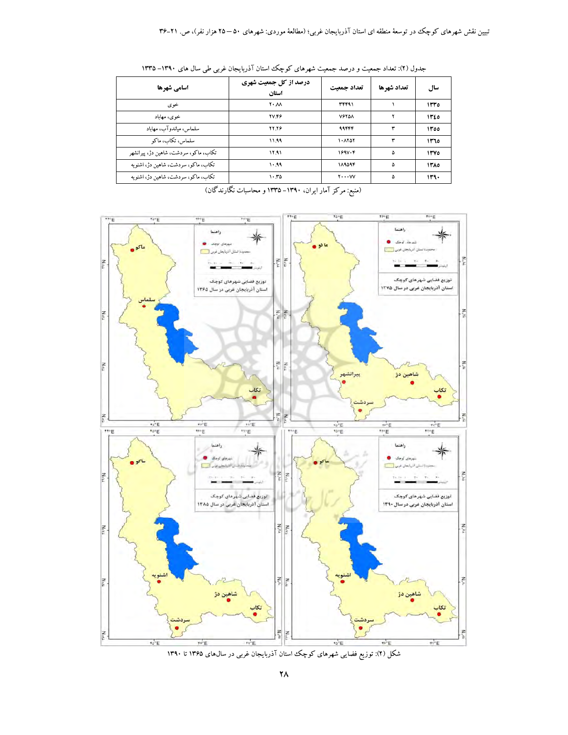جدول (۲): تعداد جمعیت و درصد جمعیت شهرهای کوچک استان آذربایجان غربی طی سال های ۱۳۹۰– ۱۳۳۵

| سال | تعداد شهرها | تعداد جمعیت | درصد از کل جمعیت شهری استان | اسامی شهرها |
|---|---|---|---|---|
| ۱۳۳۵ | ۱ | ۳۴۴۹۱ | ۲۰.۸۸ | خوی |
| ۱۳۴۵ | ۲ | ۷۶۲۵۸ | ۲۷.۴۶ | خوی، مهاباد |
| ۱۳۵۵ | ۳ | ۹۹۴۴۴ | ۲۲.۲۶ | سلماس، میاندوآب، مهاباد |
| ۱۳۶۵ | ۳ | ۱۰۸۲۵۲ | ۱۱.۹۹ | سلماس، تکاب، ماکو |
| ۱۳۷۵ | ۵ | ۱۶۹۷۰۴ | ۱۲.۹۱ | تکاب، ماکو، سردشت، شاهین دژ، پیرانشهر |
| ۱۳۸۵ | ۵ | ۱۸۹۵۹۴ | ۱۰.۹۹ | تکاب، ماکو، سردشت، شاهین دژ، اشنویه |
| ۱۳۹۰ | ۵ | ۲۰۰۰۷۷ | ۱۰.۳۵ | تکاب، ماکو، سردشت، شاهین دژ، اشنویه |

(منبع: مرکز آمار ایران، ۱۳۹۰– ۱۳۳۵ و محاسبات نگارندگان)

شکل (۲): توزیع فضایی شهرهای کوچک استان آذربایجان غربی در سال‌های ۱۳۶۵ تا ۱۳۹۰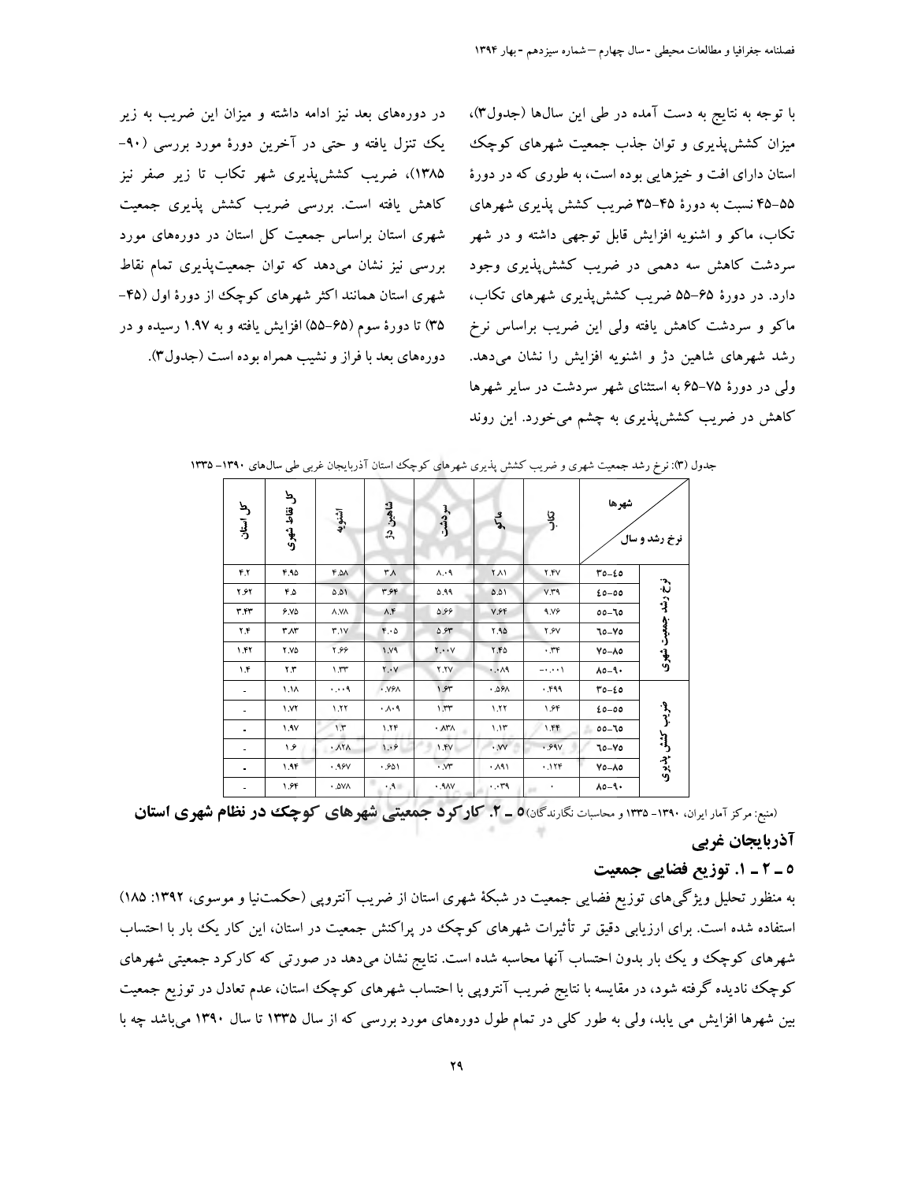با توجه به نتایج به دست آمده در طی این سال‌ها (جدول۳)، میزان کشش‌پذیری و توان جذب جمعیت شهرهای کوچک استان دارای افت و خیزهایی بوده است، به طوری که در دورۀ ۵۵-۴۵ نسبت به دورۀ ۴۵-۳۵ ضریب کشش پذیری شهرهای تکاب، ماکو و اشنویه افزایش قابل توجهی داشته و در شهر سردشت کاهش سه دهمی در ضریب کشش‌پذیری وجود دارد. در دورۀ ۶۵-۵۵ ضریب کشش‌پذیری شهرهای تکاب، ماکو و سردشت کاهش یافته ولی این ضریب براساس نرخ رشد شهرهای شاهین دژ و اشنویه افزایش را نشان می‌دهد. ولی در دورۀ ۷۵-۶۵ به استثنای شهر سردشت در سایر شهرها کاهش در ضریب کشش‌پذیری به چشم می‌خورد. این روند در دوره‌های بعد نیز ادامه داشته و میزان این ضریب به زیر یک تنزل یافته و حتی در آخرین دورۀ مورد بررسی (۹۰-۱۳۸۵)، ضریب کشش‌پذیری شهر تکاب تا زیر صفر نیز کاهش یافته است. بررسی ضریب کشش پذیری جمعیت شهری استان براساس جمعیت کل استان در دوره‌های مورد بررسی نیز نشان می‌دهد که توان جمعیت‌پذیری تمام نقاط شهری استان همانند اکثر شهرهای کوچک از دورۀ اول (۴۵-۳۵) تا دورۀ سوم (۶۵-۵۵) افزایش یافته و به ۱.۹۷ رسیده و در دوره‌های بعد با فراز و نشیب همراه بوده است (جدول۳).

جدول (۳): نرخ رشد جمعیت شهری و ضریب کشش پذیری شهرهای کوچک استان آذربایجان غربی طی سال‌های ۱۳۹۰-۱۳۳۵

| نرخ رشد و سال / شهرها | | تکاب | ماکو | سردشت | شاهین دژ | اشنویه | کل نقاط شهری | کل استان |
|---|---|---|---|---|---|---|---|---|
| نرخ رشد جمعیت شهری | ۴۵-۳۵ | ۲.۴۷ | ۲.۸۱ | ۸.۰۹ | ۳.۸ | ۴.۵۸ | ۴.۹۵ | ۴.۲ |
| | ۵۵-۴۵ | ۷.۳۹ | ۵.۵۱ | ۵.۹۹ | ۳.۶۴ | ۵.۵۱ | ۴.۵ | ۲.۶۲ |
| | ۶۵-۵۵ | ۹.۷۶ | ۷.۶۴ | ۵.۶۶ | ۸.۴ | ۸.۷۸ | ۶.۷۵ | ۳.۴۳ |
| | ۷۵-۶۵ | ۲.۶۷ | ۲.۹۵ | ۵.۶۳ | ۴.۰۵ | ۳.۱۷ | ۳.۸۳ | ۲.۴ |
| | ۸۵-۷۵ | ۰.۳۴ | ۲.۴۵ | ۲.۰۰۷ | ۱.۷۹ | ۲.۶۶ | ۲.۷۵ | ۱.۴۲ |
| | ۹۰-۸۵ | ۰.۰۰۱- | ۰.۰۸۹ | ۲.۲۷ | ۲.۰۷ | ۱.۳۳ | ۲.۳ | ۱.۴ |
| ضریب کشش پذیری | ۴۵-۳۵ | ۰.۴۹۹ | ۰.۵۶۸ | ۱.۶۳ | ۰.۷۶۸ | ۰.۰۰۹ | ۱.۱۸ | - |
| | ۵۵-۴۵ | ۱.۶۴ | ۱.۲۲ | ۱.۳۳ | ۰.۸۰۹ | ۱.۲۲ | ۱.۷۲ | - |
| | ۶۵-۵۵ | ۱.۴۴ | ۱.۱۳ | ۰.۸۳۸ | ۱.۲۴ | ۱.۳ | ۱.۹۷ | - |
| | ۷۵-۶۵ | ۰.۶۹۷ | ۰.۷۷ | ۱.۴۷ | ۱.۰۶ | ۰.۸۲۸ | ۱.۶ | - |
| | ۸۵-۷۵ | ۰.۱۲۴ | ۰.۸۹۱ | ۰.۷۳ | ۰.۶۵۱ | ۰.۹۶۷ | ۱.۹۴ | - |
| | ۹۰-۸۵ | ۰ | ۰.۰۳۹ | ۰.۹۸۷ | ۰.۹ | ۰.۵۷۸ | ۱.۶۴ | - |

(منبع: مرکز آمار ایران، ۱۳۹۰-۱۳۳۵ و محاسبات نگارندگان)

## ۵ ـ ۲. کارکرد جمعیتی شهرهای کوچک در نظام شهری استان آذربایجان غربی

### ۵ ـ ۲ ـ ۱. توزیع فضایی جمعیت

به منظور تحلیل ویژگی‌های توزیع فضایی جمعیت در شبکۀ شهری استان از ضریب آنتروپی (حکمت‌نیا و موسوی، ۱۳۹۲: ۱۸۵) استفاده شده است. برای ارزیابی دقیق تر تأثیرات شهرهای کوچک در پراکنش جمعیت در استان، این کار یک بار با احتساب شهرهای کوچک و یک بار بدون احتساب آنها محاسبه شده است. نتایج نشان می‌دهد در صورتی که کارکرد جمعیتی شهرهای کوچک نادیده گرفته شود، در مقایسه با نتایج ضریب آنتروپی با احتساب شهرهای کوچک استان، عدم تعادل در توزیع جمعیت بین شهرها افزایش می یابد، ولی به طور کلی در تمام طول دوره‌های مورد بررسی که از سال ۱۳۳۵ تا سال ۱۳۹۰ می‌باشد چه با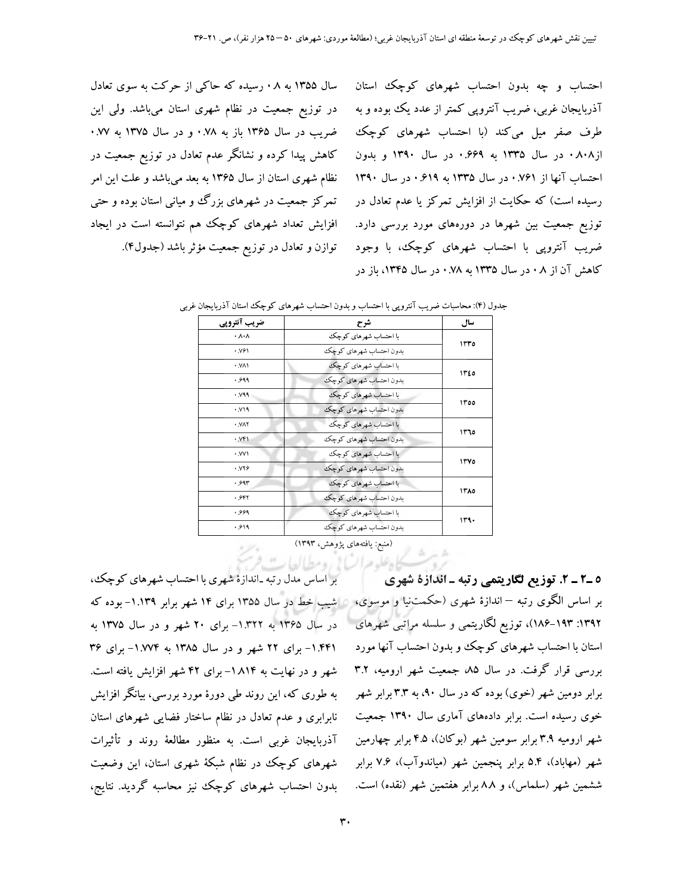احتساب و چه بدون احتساب شهرهای کوچک استان آذربایجان غربی، ضریب آنتروپی کمتر از عدد یک بوده و به طرف صفر میل می‌کند (با احتساب شهرهای کوچک از۰.۸۰۸ در سال ۱۳۳۵ به ۰.۶۶۹ در سال ۱۳۹۰ و بدون احتساب آنها از ۰.۷۶۱ در سال ۱۳۳۵ به ۰.۶۱۹ در سال ۱۳۹۰ رسیده است) که حکایت از افزایش تمرکز یا عدم تعادل در توزیع جمعیت بین شهرها در دوره‌های مورد بررسی دارد. ضریب آنتروپی با احتساب شهرهای کوچک، با وجود کاهش آن از ۰.۸ در سال ۱۳۳۵ به ۰.۷۸ در سال ۱۳۴۵، باز در سال ۱۳۵۵ به ۰.۸ رسیده که حاکی از حرکت به سوی تعادل در توزیع جمعیت در نظام شهری استان می‌باشد. ولی این ضریب در سال ۱۳۶۵ باز به ۰.۷۸ و در سال ۱۳۷۵ به ۰.۷۷ کاهش پیدا کرده و نشانگر عدم تعادل در توزیع جمعیت در نظام شهری استان از سال ۱۳۶۵ به بعد می‌باشد و علت این امر تمرکز جمعیت در شهرهای بزرگ و میانی استان بوده و حتی افزایش تعداد شهرهای کوچک هم نتوانسته است در ایجاد توازن و تعادل در توزیع جمعیت مؤثر باشد (جدول۴).

جدول (۴): محاسبات ضریب آنتروپی با احتساب و بدون احتساب شهرهای کوچک استان آذربایجان غربی

| سال | شرح | ضریب آنتروپی |
|---|---|---|
| ۱۳۳۵ | با احتساب شهرهای کوچک | ۰.۸۰۸ |
| | بدون احتساب شهرهای کوچک | ۰.۷۶۱ |
| ۱۳۴۵ | با احتساب شهرهای کوچک | ۰.۷۸۱ |
| | بدون احتساب شهرهای کوچک | ۰.۶۹۹ |
| ۱۳۵۵ | با احتساب شهرهای کوچک | ۰.۷۹۹ |
| | بدون احتساب شهرهای کوچک | ۰.۷۱۹ |
| ۱۳۶۵ | با احتساب شهرهای کوچک | ۰.۷۸۲ |
| | بدون احتساب شهرهای کوچک | ۰.۷۴۱ |
| ۱۳۷۵ | با احتساب شهرهای کوچک | ۰.۷۷۱ |
| | بدون احتساب شهرهای کوچک | ۰.۷۲۶ |
| ۱۳۸۵ | با احتساب شهرهای کوچک | ۰.۶۹۳ |
| | بدون احتساب شهرهای کوچک | ۰.۶۴۲ |
| ۱۳۹۰ | با احتساب شهرهای کوچک | ۰.۶۶۹ |
| | بدون احتساب شهرهای کوچک | ۰.۶۱۹ |

(منبع: یافته‌های پژوهش، ۱۳۹۳)

### ۵ـ۲ـ ۲. توزیع لگاریتمی رتبه ـ اندازهٔ شهری

بر اساس الگوی رتبه – اندازهٔ شهری (حکمت‌نیا و موسوی، ۱۳۹۲: ۱۹۳-۱۸۶)، توزیع لگاریتمی و سلسله مراتبی شهرهای استان با احتساب شهرهای کوچک و بدون احتساب آنها مورد بررسی قرار گرفت. در سال ۸۵، جمعیت شهر ارومیه، ۳.۲ برابر دومین شهر (خوی) بوده که در سال ۹۰، به ۳.۳ برابر شهر خوی رسیده است. برابر داده‌های آماری سال ۱۳۹۰ جمعیت شهر ارومیه ۳.۹ برابر سومین شهر (بوکان)، ۴.۵ برابر چهارمین شهر (مهاباد)، ۵.۴ برابر پنجمین شهر (میاندوآب)، ۷.۶ برابر ششمین شهر (سلماس)، و ۸.۸ برابر هفتمین شهر (نقده) است. بر اساس مدل رتبه ـاندازهٔ شهری با احتساب شهرهای کوچک، شیب خط در سال ۱۳۵۵ برای ۱۴ شهر برابر ۱.۱۳۹- بوده که در سال ۱۳۶۵ به ۱.۳۲۲- برای ۲۰ شهر و در سال ۱۳۷۵ به ۱.۴۴۱- برای ۲۲ شهر و در سال ۱۳۸۵ به ۱.۷۷۴- برای ۳۶ شهر و در نهایت به ۱.۸۱۴- برای ۴۲ شهر افزایش یافته است. به طوری که، این روند طی دورهٔ مورد بررسی، بیانگر افزایش نابرابری و عدم تعادل در نظام ساختار فضایی شهرهای استان آذربایجان غربی است. به منظور مطالعهٔ روند و تأثیرات شهرهای کوچک در نظام شبکهٔ شهری استان، این وضعیت بدون احتساب شهرهای کوچک نیز محاسبه گردید. نتایج،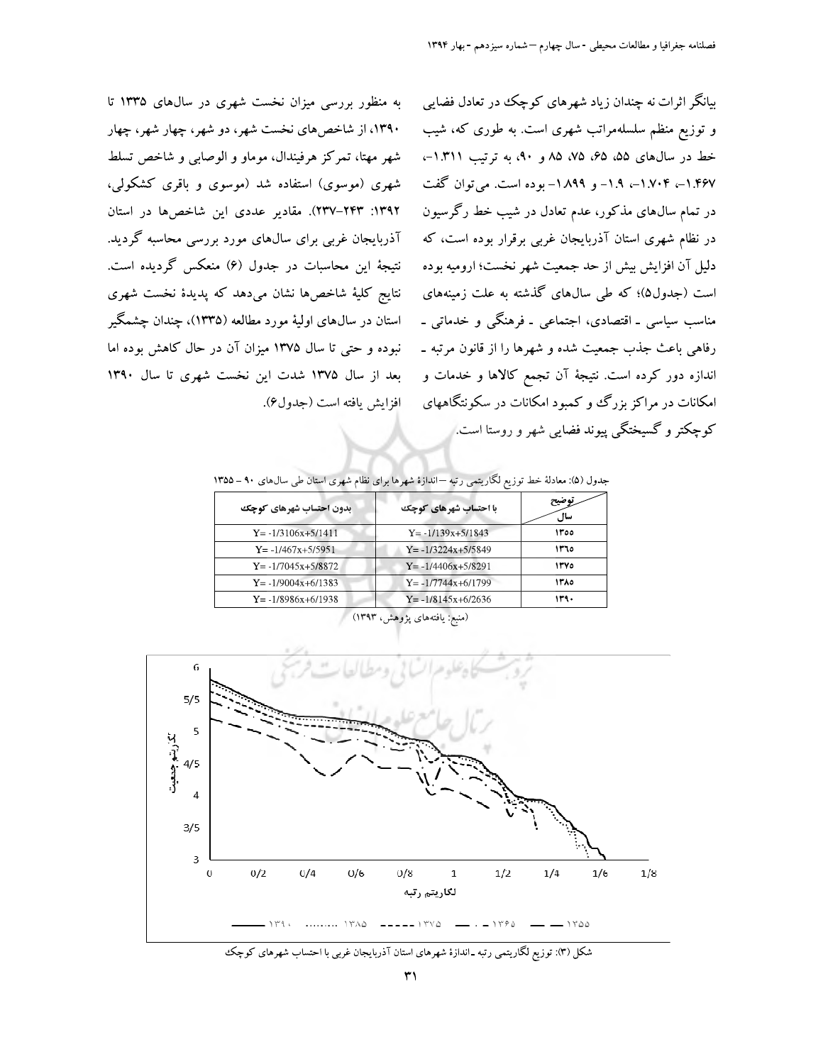بیانگر اثرات نه چندان زیاد شهرهای کوچک در تعادل فضایی و توزیع منظم سلسله‌مراتب شهری است. به طوری که، شیب خط در سال‌های ۵۵، ۶۵، ۷۵، ۸۵ و ۹۰، به ترتیب ۱.۳۱۱-، ۱.۴۶۷-، ۱.۷۰۴-، ۱.۹- و ۱.۸۹۹- بوده است. می‌توان گفت در تمام سال‌های مذکور، عدم تعادل در شیب خط رگرسیون در نظام شهری استان آذربایجان غربی برقرار بوده است، که دلیل آن افزایش بیش از حد جمعیت شهر نخست؛ ارومیه بوده است (جدول۵)؛ که طی سال‌های گذشته به علت زمینه‌های مناسب سیاسی ـ اقتصادی، اجتماعی ـ فرهنگی و خدماتی ـ رفاهی باعث جذب جمعیت شده و شهرها را از قانون مرتبه ـ اندازه دور کرده است. نتیجهٔ آن تجمع کالاها و خدمات و امکانات در مراکز بزرگ و کمبود امکانات در سکونتگاههای کوچکتر و گسیختگی پیوند فضایی شهر و روستا است.

به منظور بررسی میزان نخست شهری در سال‌های ۱۳۳۵ تا ۱۳۹۰، از شاخص‌های نخست شهر، دو شهر، چهار شهر، چهار شهر مهتا، تمرکز هرفیندال، موماو و الوصابی و شاخص تسلط شهری (موسوی) استفاده شد (موسوی و باقری کشکولی، ۱۳۹۲: ۲۴۳-۲۳۷). مقادیر عددی این شاخص‌ها در استان آذربایجان غربی برای سال‌های مورد بررسی محاسبه گردید. نتیجهٔ این محاسبات در جدول (۶) منعکس گردیده است. نتایج کلیهٔ شاخص‌ها نشان می‌دهد که پدیدهٔ نخست شهری استان در سال‌های اولیهٔ مورد مطالعه (۱۳۳۵)، چندان چشمگیر نبوده و حتی تا سال ۱۳۷۵ میزان آن در حال کاهش بوده اما بعد از سال ۱۳۷۵ شدت این نخست شهری تا سال ۱۳۹۰ افزایش یافته است (جدول۶).

جدول (۵): معادلهٔ خط توزیع لگاریتمی رتبه –اندازهٔ شهرها برای نظام شهری استان طی سال‌های ۹۰ – ۱۳۵۵

| سال / توضیح | با احتساب شهرهای کوچک | بدون احتساب شهرهای کوچک |
|---|---|---|
| ۱۳۵۵ | Y= -1/139x+5/1843 | Y= -1/3106x+5/1411 |
| ۱۳۶۵ | Y= -1/3224x+5/5849 | Y= -1/467x+5/5951 |
| ۱۳۷۵ | Y= -1/4406x+5/8291 | Y= -1/7045x+5/8872 |
| ۱۳۸۵ | Y= -1/7744x+6/1799 | Y= -1/9004x+6/1383 |
| ۱۳۹۰ | Y= -1/8145x+6/2636 | Y= -1/8986x+6/1938 |

(منبع: یافته‌های پژوهش، ۱۳۹۳)

شکل (۳): توزیع لگاریتمی رتبه ـ اندازهٔ شهرهای استان آذربایجان غربی با احتساب شهرهای کوچک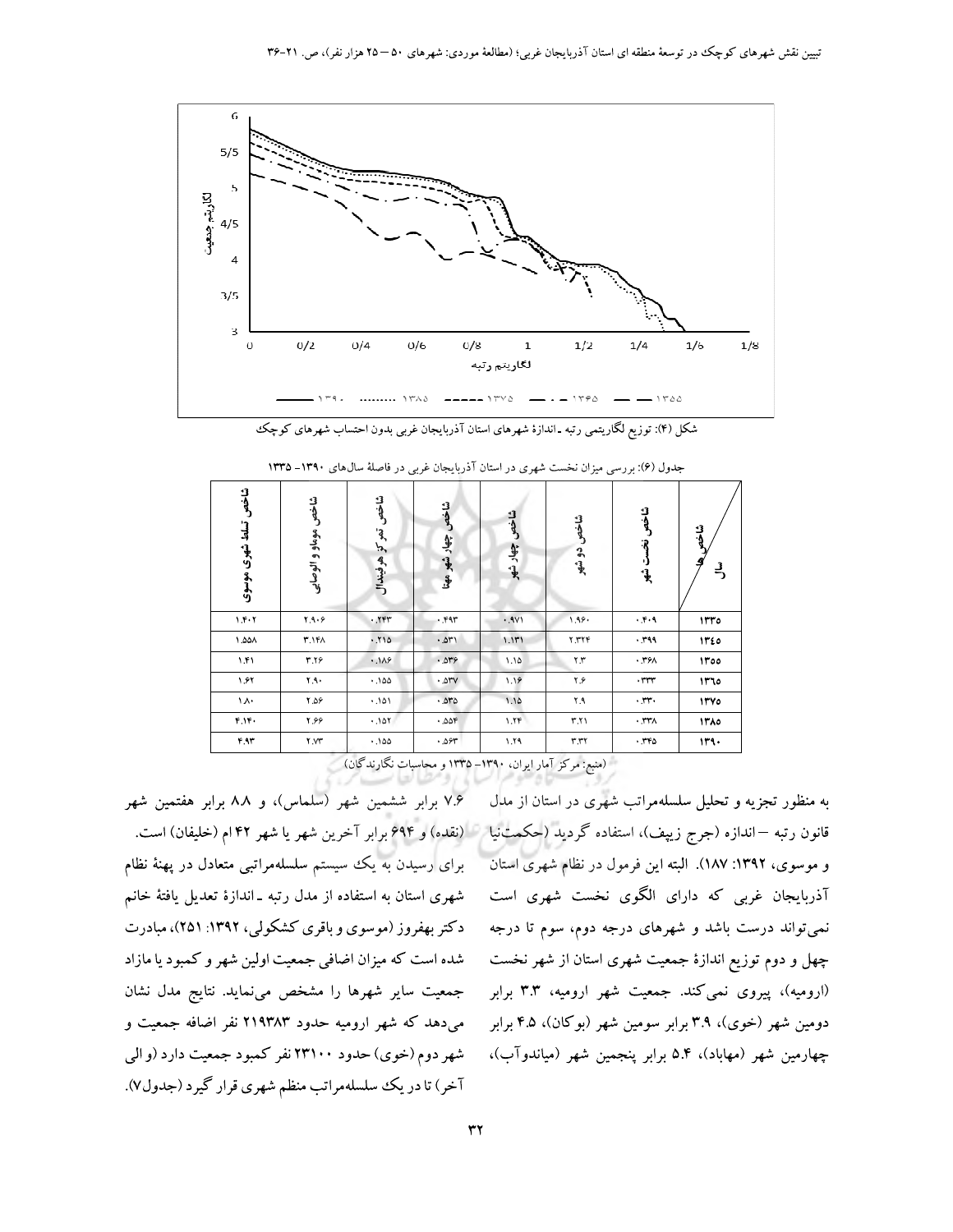شکل (۴): توزیع لگاریتمی رتبه ـ اندازهٔ شهرهای استان آذربایجان غربی بدون احتساب شهرهای کوچک

جدول (۶): بررسی میزان نخست شهری در استان آذربایجان غربی در فاصلهٔ سال‌های ۱۳۹۰- ۱۳۳۵

| شاخص‌ها / سال | شاخص نخست شهر | شاخص دو شهر | شاخص چهار شهر | شاخص چهار شهر مهتا | شاخص تمرکز هرفیندال | شاخص موماو والوصابی | شاخص تسلط شهری موسوی |
|---|---|---|---|---|---|---|---|
| ۱۳۳۵ | ۰.۴۰۹ | ۱.۹۶۰ | ۰.۹۷۱ | ۰.۴۹۳ | ۰.۲۴۳ | ۲.۹۰۶ | ۱.۴۰۲ |
| ۱۳۴۵ | ۰.۳۹۹ | ۲.۳۲۴ | ۱.۱۳۱ | ۰.۵۳۱ | ۰.۲۱۵ | ۳.۱۴۸ | ۱.۵۵۸ |
| ۱۳۵۵ | ۰.۳۶۸ | ۲.۳ | ۱.۱۵ | ۰.۵۳۶ | ۰.۱۸۶ | ۳.۲۶ | ۱.۴۱ |
| ۱۳۶۵ | ۰.۳۳۳ | ۲.۶ | ۱.۱۶ | ۰.۵۳۷ | ۰.۱۵۵ | ۲.۹۰ | ۱.۶۲ |
| ۱۳۷۵ | ۰.۳۳۰ | ۲.۹ | ۱.۱۵ | ۰.۵۳۵ | ۰.۱۵۱ | ۲.۵۶ | ۱.۸۰ |
| ۱۳۸۵ | ۰.۳۳۸ | ۳.۲۱ | ۱.۲۴ | ۰.۵۵۴ | ۰.۱۵۲ | ۲.۶۶ | ۴.۱۴۰ |
| ۱۳۹۰ | ۰.۳۴۵ | ۳.۳۲ | ۱.۲۹ | ۰.۵۶۳ | ۰.۱۵۵ | ۲.۷۳ | ۴.۹۳ |

(منبع: مرکز آمار ایران، ۱۳۹۰- ۱۳۳۵ و محاسبات نگارندگان)

به منظور تجزیه و تحلیل سلسله‌مراتب شهری در استان از مدل قانون رتبه – اندازه (جرج زیپف)، استفاده گردید (حکمت‌نیا و موسوی، ۱۳۹۲: ۱۸۷). البته این فرمول در نظام شهری استان آذربایجان غربی که دارای الگوی نخست شهری است نمی‌تواند درست باشد و شهرهای درجه دوم، سوم تا درجه چهل و دوم توزیع اندازهٔ جمعیت شهری استان از شهر نخست (ارومیه)، پیروی نمی‌کند. جمعیت شهر ارومیه، ۳.۳ برابر دومین شهر (خوی)، ۳.۹ برابر سومین شهر (بوکان)، ۴.۵ برابر چهارمین شهر (مهاباد)، ۵.۴ برابر پنجمین شهر (میاندوآب)، ۷.۶ برابر ششمین شهر (سلماس)، و ۸.۸ برابر هفتمین شهر (نقده) و ۶۹۴ برابر آخرین شهر یا شهر ۴۲ ام (خلیفان) است.

برای رسیدن به یک سیستم سلسله‌مراتبی متعادل در پهنهٔ نظام شهری استان با استفاده از مدل رتبه ـ اندازهٔ تعدیل یافتهٔ خانم دکتر بهفروز (موسوی و باقری کشکولی، ۱۳۹۲: ۲۵۱)، مبادرت شده است که میزان اضافی جمعیت اولین شهر و کمبود یا مازاد جمعیت سایر شهرها را مشخص می‌نماید. نتایج مدل نشان می‌دهد که شهر ارومیه حدود ۲۱۹۳۸۳ نفر اضافه جمعیت و شهر دوم (خوی) حدود ۲۳۱۰۰ نفر کمبود جمعیت دارد (و الی آخر) تا در یک سلسله‌مراتب منظم شهری قرار گیرد (جدول۷).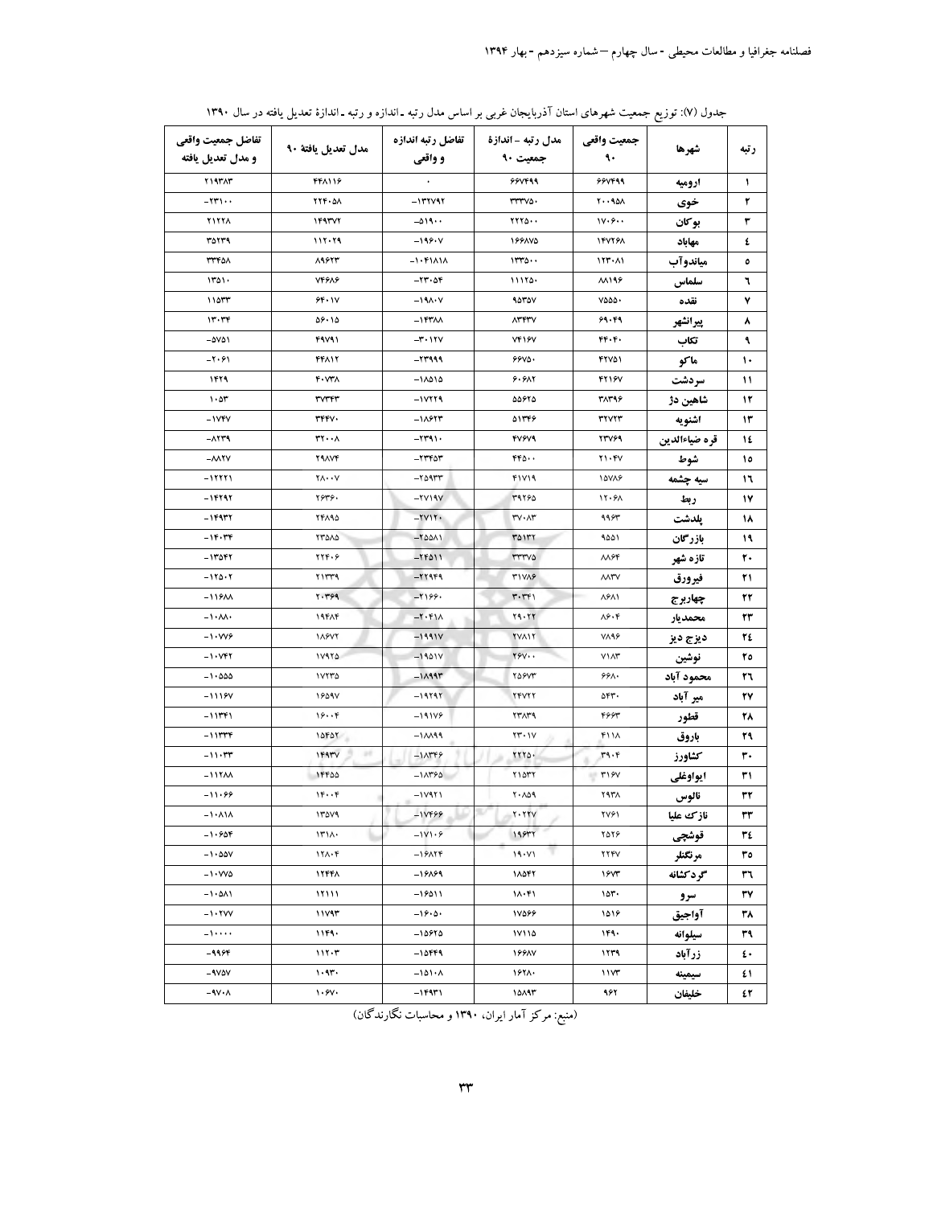جدول (۷): توزیع جمعیت شهرهای استان آذربایجان غربی بر اساس مدل رتبه ـ اندازه و رتبه ـ اندازهٔ تعدیل یافته در سال ۱۳۹۰

| رتبه | شهرها | جمعیت واقعی ۹۰ | مدل رتبه – اندازهٔ جمعیت ۹۰ | تفاضل رتبه اندازه و واقعی | مدل تعدیل یافتهٔ ۹۰ | تفاضل جمعیت واقعی و مدل تعدیل یافته |
|---|---|---|---|---|---|---|
| ۱ | ارومیه | ۶۶۷۴۹۹ | ۶۶۷۴۹۹ | ۰ | ۴۴۸۱۱۶ | ۲۱۹۳۸۳ |
| ۲ | خوی | ۲۰۰۹۵۸ | ۳۳۳۷۵۰ | -۱۳۲۷۹۲ | ۲۲۴۰۵۸ | -۲۳۱۰۰ |
| ۳ | بوکان | ۱۷۰۶۰۰ | ۲۲۲۵۰۰ | -۵۱۹۰۰ | ۱۴۹۳۷۲ | ۲۱۲۲۸ |
| ٤ | مهاباد | ۱۴۷۲۶۸ | ۱۶۶۸۷۵ | -۱۹۶۰۷ | ۱۱۲۰۲۹ | ۳۵۲۳۹ |
| ٥ | میاندوآب | ۱۲۳۰۸۱ | ۱۳۳۵۰۰ | -۱۰۴۱۸۱۸ | ۸۹۶۲۳ | ۳۳۴۵۸ |
| ٦ | سلماس | ۸۸۱۹۶ | ۱۱۱۲۵۰ | -۲۳۰۵۴ | ۷۴۶۸۶ | ۱۳۵۱۰ |
| ۷ | نقده | ۷۵۵۵۰ | ۹۵۳۵۷ | -۱۹۸۰۷ | ۶۴۰۱۷ | ۱۱۵۳۳ |
| ۸ | پیرانشهر | ۶۹۰۴۹ | ۸۳۴۳۷ | -۱۴۳۸۸ | ۵۶۰۱۵ | ۱۳۰۳۴ |
| ۹ | تکاب | ۴۴۰۴۰ | ۷۴۱۶۷ | -۳۰۱۲۷ | ۴۹۷۹۱ | -۵۷۵۱ |
| ۱۰ | ماکو | ۴۲۷۵۱ | ۶۶۷۵۰ | -۲۳۹۹۹ | ۴۴۸۱۲ | -۲۰۶۱ |
| ۱۱ | سردشت | ۴۲۱۶۷ | ۶۰۶۸۲ | -۱۸۵۱۵ | ۴۰۷۳۸ | ۱۴۲۹ |
| ۱۲ | شاهین دژ | ۳۸۳۹۶ | ۵۵۶۲۵ | -۱۷۲۲۹ | ۳۷۳۴۳ | ۱۰۵۳ |
| ۱۳ | اشنویه | ۳۲۷۲۳ | ۵۱۳۴۶ | -۱۸۶۲۳ | ۳۴۴۷۰ | -۱۷۴۷ |
| ۱٤ | قره ضیاءالدین | ۲۳۷۶۹ | ۴۷۶۷۹ | -۲۳۹۱۰ | ۳۲۰۰۸ | -۸۲۳۹ |
| ۱۵ | شوط | ۲۱۰۴۷ | ۴۴۵۰۰ | -۲۳۴۵۳ | ۲۹۸۷۴ | -۸۸۲۷ |
| ۱٦ | سیه چشمه | ۱۵۷۸۶ | ۴۱۷۱۹ | -۲۵۹۳۳ | ۲۸۰۰۷ | -۱۲۲۲۱ |
| ۱۷ | ربط | ۱۲۰۶۸ | ۳۹۲۶۵ | -۲۷۱۹۷ | ۲۶۳۶۰ | -۱۴۲۹۲ |
| ۱۸ | پلدشت | ۹۹۶۳ | ۳۷۰۸۳ | -۲۷۱۲۰ | ۲۴۸۹۵ | -۱۴۹۳۲ |
| ۱۹ | بازرگان | ۹۵۵۱ | ۳۵۱۳۲ | -۲۵۵۸۱ | ۲۳۵۸۵ | -۱۴۰۳۴ |
| ۲۰ | تازه شهر | ۸۸۶۴ | ۳۳۳۷۵ | -۲۴۵۱۱ | ۲۲۴۰۶ | -۱۳۵۴۲ |
| ۲۱ | فیرورق | ۸۸۳۷ | ۳۱۷۸۶ | -۲۲۹۴۹ | ۲۱۳۳۹ | -۱۲۵۰۲ |
| ۲۲ | چهاربرج | ۸۶۸۱ | ۳۰۳۴۱ | -۲۱۶۶۰ | ۲۰۳۶۹ | -۱۱۶۸۸ |
| ۲۳ | محمدیار | ۸۶۰۴ | ۲۹۰۲۲ | -۲۰۴۱۸ | ۱۹۴۸۴ | -۱۰۸۸۰ |
| ۲٤ | دیزج دیز | ۷۸۹۶ | ۲۷۸۱۲ | -۱۹۹۱۷ | ۱۸۶۷۲ | -۱۰۷۷۶ |
| ۲۵ | نوشین | ۷۱۸۳ | ۲۶۷۰۰ | -۱۹۵۱۷ | ۱۷۹۲۵ | -۱۰۷۴۲ |
| ۲٦ | محمود آباد | ۶۶۸۰ | ۲۵۶۷۳ | -۱۸۹۹۳ | ۱۷۲۳۵ | -۱۰۵۵۵ |
| ۲۷ | میر آباد | ۵۴۳۰ | ۲۴۷۲۲ | -۱۹۲۹۲ | ۱۶۵۹۷ | -۱۱۱۶۷ |
| ۲۸ | قطور | ۴۶۶۳ | ۲۳۸۳۹ | -۱۹۱۷۶ | ۱۶۰۰۴ | -۱۱۳۴۱ |
| ۲۹ | باروق | ۴۱۱۸ | ۲۳۰۱۷ | -۱۸۸۹۹ | ۱۵۴۵۲ | -۱۱۳۳۴ |
| ۳۰ | کشاورز | ۳۹۰۴ | ۲۲۲۵۰ | -۱۸۳۴۶ | ۱۴۹۳۷ | -۱۱۰۳۳ |
| ۳۱ | ایواوغلی | ۳۱۶۷ | ۲۱۵۳۲ | -۱۸۳۶۵ | ۱۴۴۵۵ | -۱۱۲۸۸ |
| ۳۲ | نالوس | ۲۹۳۸ | ۲۰۸۵۹ | -۱۷۹۲۱ | ۱۴۰۰۴ | -۱۱۰۶۶ |
| ۳۳ | نازک علیا | ۲۷۶۱ | ۲۰۲۲۷ | -۱۷۴۶۶ | ۱۳۵۷۹ | -۱۰۸۱۸ |
| ۳٤ | قوشچی | ۲۵۲۶ | ۱۹۶۳۲ | -۱۷۱۰۶ | ۱۳۱۸۰ | -۱۰۶۵۴ |
| ۳۵ | مرگنلر | ۲۲۴۷ | ۱۹۰۷۱ | -۱۶۸۲۴ | ۱۲۸۰۴ | -۱۰۵۵۷ |
| ۳٦ | گردکشانه | ۱۶۷۳ | ۱۸۵۴۲ | -۱۶۸۶۹ | ۱۲۴۴۸ | -۱۰۷۷۵ |
| ۳۷ | سرو | ۱۵۳۰ | ۱۸۰۴۱ | -۱۶۵۱۱ | ۱۲۱۱۱ | -۱۰۵۸۱ |
| ۳۸ | آواجیق | ۱۵۱۶ | ۱۷۵۶۶ | -۱۶۰۵۰ | ۱۱۷۹۳ | -۱۰۲۷۷ |
| ۳۹ | سیلوانه | ۱۴۹۰ | ۱۷۱۱۵ | -۱۵۶۲۵ | ۱۱۴۹۰ | -۱۰۰۰۰ |
| ٤۰ | زرآباد | ۱۲۳۹ | ۱۶۶۸۷ | -۱۵۴۴۹ | ۱۱۲۰۳ | -۹۹۶۴ |
| ٤۱ | سیمینه | ۱۱۷۳ | ۱۶۲۸۰ | -۱۵۱۰۸ | ۱۰۹۳۰ | -۹۷۵۷ |
| ٤۲ | خلیفان | ۹۶۲ | ۱۵۸۹۳ | -۱۴۹۳۱ | ۱۰۶۷۰ | -۹۷۰۸ |

(منبع: مرکز آمار ایران، ۱۳۹۰ و محاسبات نگارندگان)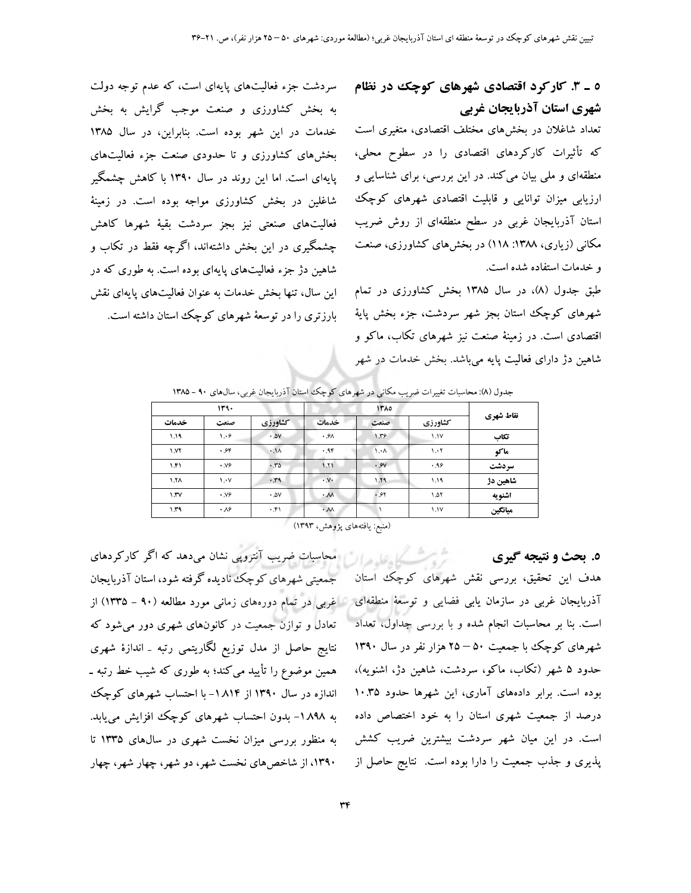## ۵ ـ ۳. کارکرد اقتصادی شهرهای کوچک در نظام شهری استان آذربایجان غربی

تعداد شاغلان در بخش‌های مختلف اقتصادی، متغیری است که تأثیرات کارکردهای اقتصادی را در سطوح محلی، منطقه‌ای و ملی بیان می‌کند. در این بررسی، برای شناسایی و ارزیابی میزان توانایی و قابلیت اقتصادی شهرهای کوچک استان آذربایجان غربی در سطح منطقه‌ای از روش ضریب مکانی (زیاری، ۱۳۸۸: ۱۱۸) در بخش‌های کشاورزی، صنعت و خدمات استفاده شده است.

طبق جدول (۸)، در سال ۱۳۸۵ بخش کشاورزی در تمام شهرهای کوچک استان بجز شهر سردشت، جزء بخش پایهٔ اقتصادی است. در زمینهٔ صنعت نیز شهرهای تکاب، ماکو و شاهین دژ دارای فعالیت پایه می‌باشد. بخش خدمات در شهر سردشت جزء فعالیت‌های پایه‌ای است، که عدم توجه دولت به بخش کشاورزی و صنعت موجب گرایش به بخش خدمات در این شهر بوده است. بنابراین، در سال ۱۳۸۵ بخش‌های کشاورزی و تا حدودی صنعت جزء فعالیت‌های پایه‌ای است. اما این روند در سال ۱۳۹۰ با کاهش چشمگیر شاغلین در بخش کشاورزی مواجه بوده است. در زمینهٔ فعالیت‌های صنعتی نیز بجز سردشت بقیهٔ شهرها کاهش چشمگیری در این بخش داشته‌اند، اگرچه فقط در تکاب و شاهین دژ جزء فعالیت‌های پایه‌ای بوده است. به طوری که در این سال، تنها بخش خدمات به عنوان فعالیت‌های پایه‌ای نقش بارزتری را در توسعهٔ شهرهای کوچک استان داشته است.

جدول (۸): محاسبات تغییرات ضریب مکانی در شهرهای کوچک استان آذربایجان غربی، سال‌های ۹۰ - ۱۳۸۵

| نقاط شهری | ۱۳۸۵ | | | ۱۳۹۰ | | |
|---|---|---|---|---|---|---|
| | کشاورزی | صنعت | خدمات | کشاورزی | صنعت | خدمات |
| تکاب | ۱.۱۷ | ۱.۳۶ | ۰.۶۸ | ۰.۵۷ | ۱.۰۶ | ۱.۱۹ |
| ماکو | ۱.۰۲ | ۱.۰۸ | ۰.۹۴ | ۰.۱۸ | ۰.۶۴ | ۱.۷۲ |
| سردشت | ۰.۹۶ | ۰.۶۷ | ۱.۲۱ | ۰.۳۵ | ۰.۷۶ | ۱.۴۱ |
| شاهین دژ | ۱.۱۹ | ۱.۲۹ | ۰.۷۰ | ۰.۳۹ | ۱.۰۷ | ۱.۲۸ |
| اشنویه | ۱.۵۲ | ۰.۶۲ | ۰.۸۸ | ۰.۵۷ | ۰.۷۶ | ۱.۳۷ |
| میانگین | ۱.۱۷ | ۱ | ۰.۸۸ | ۰.۴۱ | ۰.۸۶ | ۱.۳۹ |

(منبع: یافته‌های پژوهش، ۱۳۹۳)

## ۵. بحث و نتیجه گیری

هدف این تحقیق، بررسی نقش شهرهای کوچک استان آذربایجان غربی در سازمان یابی فضایی و توسعهٔ منطقه‌ای است. بنا بر محاسبات انجام شده و با بررسی جداول، تعداد شهرهای کوچک با جمعیت ۵۰ – ۲۵ هزار نفر در سال ۱۳۹۰ حدود ۵ شهر (تکاب، ماکو، سردشت، شاهین دژ، اشنویه)، بوده است. برابر داده‌های آماری، این شهرها حدود ۱۰.۳۵ درصد از جمعیت شهری استان را به خود اختصاص داده است. در این میان شهر سردشت بیشترین ضریب کشش پذیری و جذب جمعیت را دارا بوده است. نتایج حاصل از محاسبات ضریب آنتروپی نشان می‌دهد که اگر کارکردهای جمعیتی شهرهای کوچک نادیده گرفته شود، استان آذربایجان غربی در تمام دوره‌های زمانی مورد مطالعه (۹۰ – ۱۳۳۵) از تعادل و توازن جمعیت در کانون‌های شهری دور می‌شود که نتایج حاصل از مدل توزیع لگاریتمی رتبه ـ اندازهٔ شهری همین موضوع را تأیید می‌کند؛ به طوری که شیب خط رتبه ـ اندازه در سال ۱۳۹۰ از ۱.۸۱۴- با احتساب شهرهای کوچک به ۱.۸۹۸- بدون احتساب شهرهای کوچک افزایش می‌یابد. به منظور بررسی میزان نخست شهری در سال‌های ۱۳۳۵ تا ۱۳۹۰، از شاخص‌های نخست شهر، دو شهر، چهار شهر، چهار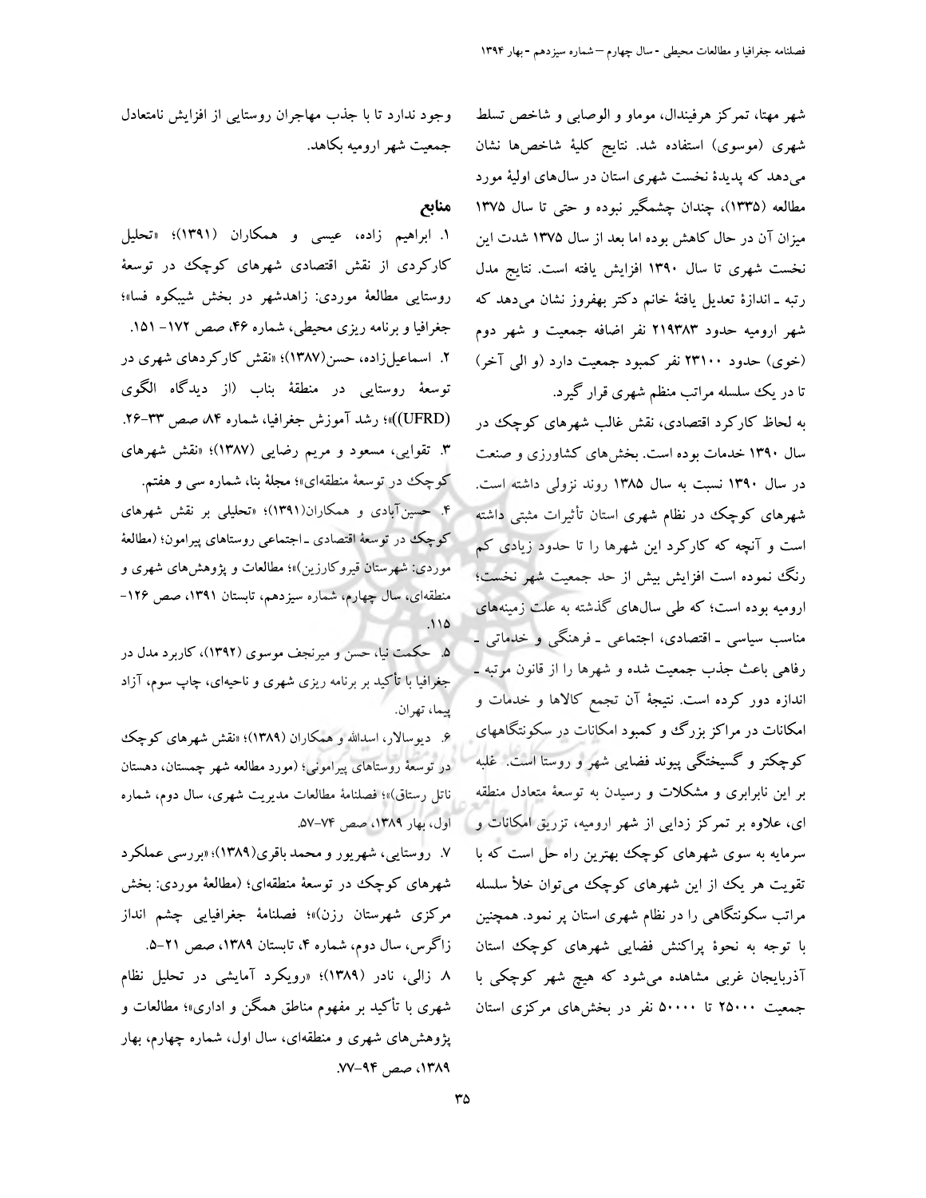شهر مهتا، تمرکز هرفیندال، موماو و الوصابی و شاخص تسلط شهری (موسوی) استفاده شد. نتایج کلیهٔ شاخص‌ها نشان می‌دهد که پدیدهٔ نخست شهری استان در سال‌های اولیهٔ مورد مطالعه (۱۳۳۵)، چندان چشمگیر نبوده و حتی تا سال ۱۳۷۵ میزان آن در حال کاهش بوده اما بعد از سال ۱۳۷۵ شدت این نخست شهری تا سال ۱۳۹۰ افزایش یافته است. نتایج مدل رتبه ـ اندازهٔ تعدیل یافتهٔ خانم دکتر بهفروز نشان می‌دهد که شهر ارومیه حدود ۲۱۹۳۸۳ نفر اضافه جمعیت و شهر دوم (خوی) حدود ۲۳۱۰۰ نفر کمبود جمعیت دارد (و الی آخر) تا در یک سلسله مراتب منظم شهری قرار گیرد.

به لحاظ کارکرد اقتصادی، نقش غالب شهرهای کوچک در سال ۱۳۹۰ خدمات بوده است. بخش‌های کشاورزی و صنعت در سال ۱۳۹۰ نسبت به سال ۱۳۸۵ روند نزولی داشته است. شهرهای کوچک در نظام شهری استان تأثیرات مثبتی داشته است و آنچه که کارکرد این شهرها را تا حدود زیادی کم رنگ نموده است افزایش بیش از حد جمعیت شهر نخست؛ ارومیه بوده است؛ که طی سال‌های گذشته به علت زمینه‌های مناسب سیاسی ـ اقتصادی، اجتماعی ـ فرهنگی و خدماتی ـ رفاهی باعث جذب جمعیت شده و شهرها را از قانون مرتبه ـ اندازه دور کرده است. نتیجهٔ آن تجمع کالاها و خدمات و امکانات در مراکز بزرگ و کمبود امکانات در سکونتگاههای کوچکتر و گسیختگی پیوند فضایی شهر و روستا است. غلبه بر این نابرابری و مشکلات و رسیدن به توسعهٔ متعادل منطقه ای، علاوه بر تمرکز زدایی از شهر ارومیه، تزریق امکانات و سرمایه به سوی شهرهای کوچک بهترین راه حل است که با تقویت هر یک از این شهرهای کوچک می‌توان خلأ سلسله مراتب سکونتگاهی را در نظام شهری استان پر نمود. همچنین با توجه به نحوهٔ پراکنش فضایی شهرهای کوچک استان آذربایجان غربی مشاهده می‌شود که هیچ شهر کوچکی با جمعیت ۲۵۰۰۰ تا ۵۰۰۰۰ نفر در بخش‌های مرکزی استان وجود ندارد تا با جذب مهاجران روستایی از افزایش نامتعادل جمعیت شهر ارومیه بکاهد.

## منابع

۱. ابراهیم زاده، عیسی و همکاران (۱۳۹۱)؛ «تحلیل کارکردی از نقش اقتصادی شهرهای کوچک در توسعهٔ روستایی مطالعهٔ موردی: زاهدشهر در بخش شیبکوه فسا»؛ جغرافیا و برنامه ریزی محیطی، شماره ۴۶، صص ۱۷۲- ۱۵۱.

۲. اسماعیل‌زاده، حسن(۱۳۸۷)؛ «نقش کارکردهای شهری در توسعهٔ روستایی در منطقهٔ بناب (از دیدگاه الگوی (UFRD))»؛ رشد آموزش جغرافیا، شماره ۸۴، صص ۳۳-۲۶.

۳. تقوایی، مسعود و مریم رضایی (۱۳۸۷)؛ «نقش شهرهای کوچک در توسعهٔ منطقه‌ای»؛ مجلهٔ بنا، شماره سی و هفتم.

۴. حسین‌آبادی و همکاران(۱۳۹۱)؛ «تحلیلی بر نقش شهرهای کوچک در توسعهٔ اقتصادی ـ اجتماعی روستاهای پیرامون؛ (مطالعهٔ موردی: شهرستان قیروکارزین)»؛ مطالعات و پژوهش‌های شهری و منطقه‌ای، سال چهارم، شماره سیزدهم، تابستان ۱۳۹۱، صص ۱۲۶- ۱۱۵.

۵. حکمت نیا، حسن و میرنجف موسوی (۱۳۹۲)، کاربرد مدل در جغرافیا با تأکید بر برنامه ریزی شهری و ناحیه‌ای، چاپ سوم، آزاد پیما، تهران.

۶. دیوسالار، اسدالله و همکاران (۱۳۸۹)؛ «نقش شهرهای کوچک در توسعهٔ روستاهای پیرامونی؛ (مورد مطالعه شهر چمستان، دهستان ناتل رستاق)»؛ فصلنامهٔ مطالعات مدیریت شهری، سال دوم، شماره اول، بهار ۱۳۸۹، صص ۷۴-۵۷.

۷. روستایی، شهریور و محمد باقری(۱۳۸۹)؛ «بررسی عملکرد شهرهای کوچک در توسعهٔ منطقه‌ای؛ (مطالعهٔ موردی: بخش مرکزی شهرستان رزن)»؛ فصلنامهٔ جغرافیایی چشم انداز زاگرس، سال دوم، شماره ۴، تابستان ۱۳۸۹، صص ۲۱-۵.

۸. زالی، نادر (۱۳۸۹)؛ «رویکرد آمایشی در تحلیل نظام شهری با تأکید بر مفهوم مناطق همگن و اداری»؛ مطالعات و پژوهش‌های شهری و منطقه‌ای، سال اول، شماره چهارم، بهار ۱۳۸۹، صص ۹۴-۷۷.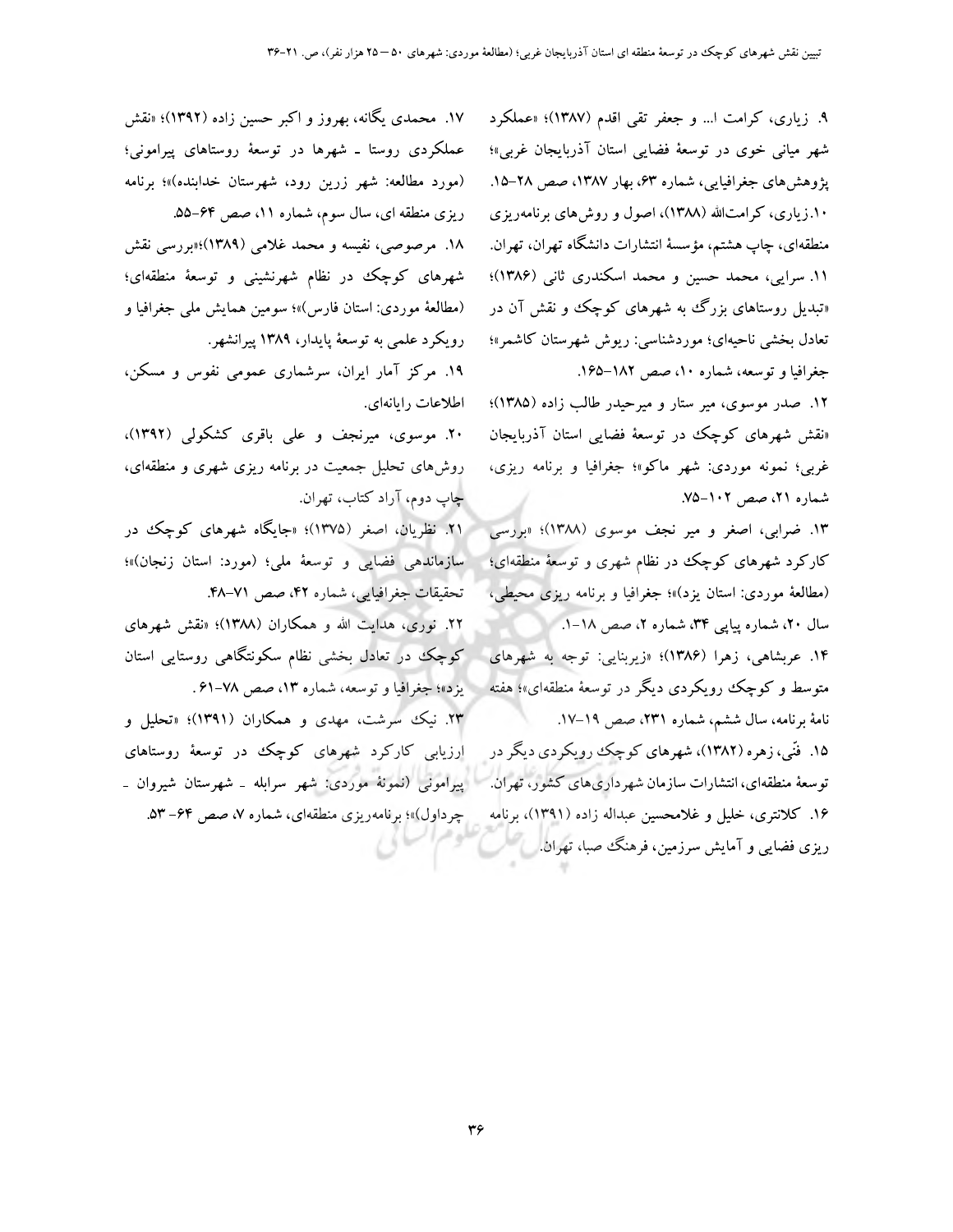۹. زیاری، کرامت ا... و جعفر تقی اقدم (۱۳۸۷)؛ «عملکرد شهر میانی خوی در توسعهٔ فضایی استان آذربایجان غربی»؛ پژوهش‌های جغرافیایی، شماره ۶۳، بهار ۱۳۸۷، صص ۲۸-۱۵.

۱۰. زیاری، کرامت‌الله (۱۳۸۸)، اصول و روش‌های برنامه‌ریزی منطقه‌ای، چاپ هشتم، مؤسسهٔ انتشارات دانشگاه تهران، تهران.

۱۱. سرایی، محمد حسین و محمد اسکندری ثانی (۱۳۸۶)؛ «تبدیل روستاهای بزرگ به شهرهای کوچک و نقش آن در تعادل بخشی ناحیه‌ای؛ موردشناسی: ریوش شهرستان کاشمر»؛ جغرافیا و توسعه، شماره ۱۰، صص ۱۸۲-۱۶۵.

۱۲. صدر موسوی، میر ستار و میرحیدر طالب زاده (۱۳۸۵)؛ «نقش شهرهای کوچک در توسعهٔ فضایی استان آذربایجان غربی؛ نمونه موردی: شهر ماکو»؛ جغرافیا و برنامه ریزی، شماره ۲۱، صص ۱۰۲-۷۵.

۱۳. ضرابی، اصغر و میر نجف موسوی (۱۳۸۸)؛ «بررسی کارکرد شهرهای کوچک در نظام شهری و توسعهٔ منطقه‌ای؛ (مطالعهٔ موردی: استان یزد)»؛ جغرافیا و برنامه ریزی محیطی، سال ۲۰، شماره پیاپی ۳۴، شماره ۲، صص ۱۸-۱.

۱۴. عربشاهی، زهرا (۱۳۸۶)؛ «زیربنایی: توجه به شهرهای متوسط و کوچک رویکردی دیگر در توسعهٔ منطقه‌ای»؛ هفته نامهٔ برنامه، سال ششم، شماره ۲۳۱، صص ۱۹-۱۷.

۱۵. فنّی، زهره (۱۳۸۲)، شهرهای کوچک رویکردی دیگر در توسعهٔ منطقه‌ای، انتشارات سازمان شهرداری‌های کشور، تهران.

۱۶. کلانتری، خلیل و غلامحسین عبداله زاده (۱۳۹۱)، برنامه ریزی فضایی و آمایش سرزمین، فرهنگ صبا، تهران.

۱۷. محمدی یگانه، بهروز و اکبر حسین زاده (۱۳۹۲)؛ «نقش عملکردی روستا ـ شهرها در توسعهٔ روستاهای پیرامونی؛ (مورد مطالعه: شهر زرین رود، شهرستان خدابنده)»؛ برنامه ریزی منطقه ای، سال سوم، شماره ۱۱، صص ۶۴-۵۵.

۱۸. مرصوصی، نفیسه و محمد غلامی (۱۳۸۹)؛«بررسی نقش شهرهای کوچک در نظام شهرنشینی و توسعهٔ منطقه‌ای؛ (مطالعهٔ موردی: استان فارس)»؛ سومین همایش ملی جغرافیا و رویکرد علمی به توسعهٔ پایدار، ۱۳۸۹ پیرانشهر.

۱۹. مرکز آمار ایران، سرشماری عمومی نفوس و مسکن، اطلاعات رایانه‌ای.

۲۰. موسوی، میرنجف و علی باقری کشکولی (۱۳۹۲)، روش‌های تحلیل جمعیت در برنامه ریزی شهری و منطقه‌ای، چاپ دوم، آراد کتاب، تهران.

۲۱. نظریان، اصغر (۱۳۷۵)؛ «جایگاه شهرهای کوچک در سازماندهی فضایی و توسعهٔ ملی؛ (مورد: استان زنجان)»؛ تحقیقات جغرافیایی، شماره ۴۲، صص ۷۱-۴۸.

۲۲. نوری، هدایت الله و همکاران (۱۳۸۸)؛ «نقش شهرهای کوچک در تعادل بخشی نظام سکونتگاهی روستایی استان یزد»؛ جغرافیا و توسعه، شماره ۱۳، صص ۷۸-۶۱.

۲۳. نیک سرشت، مهدی و همکاران (۱۳۹۱)؛ «تحلیل و ارزیابی کارکرد شهرهای کوچک در توسعهٔ روستاهای پیرامونی (نمونهٔ موردی: شهر سرابله ـ شهرستان شیروان ـ چرداول)»؛ برنامه‌ریزی منطقه‌ای، شماره ۷، صص ۶۴- ۵۳.